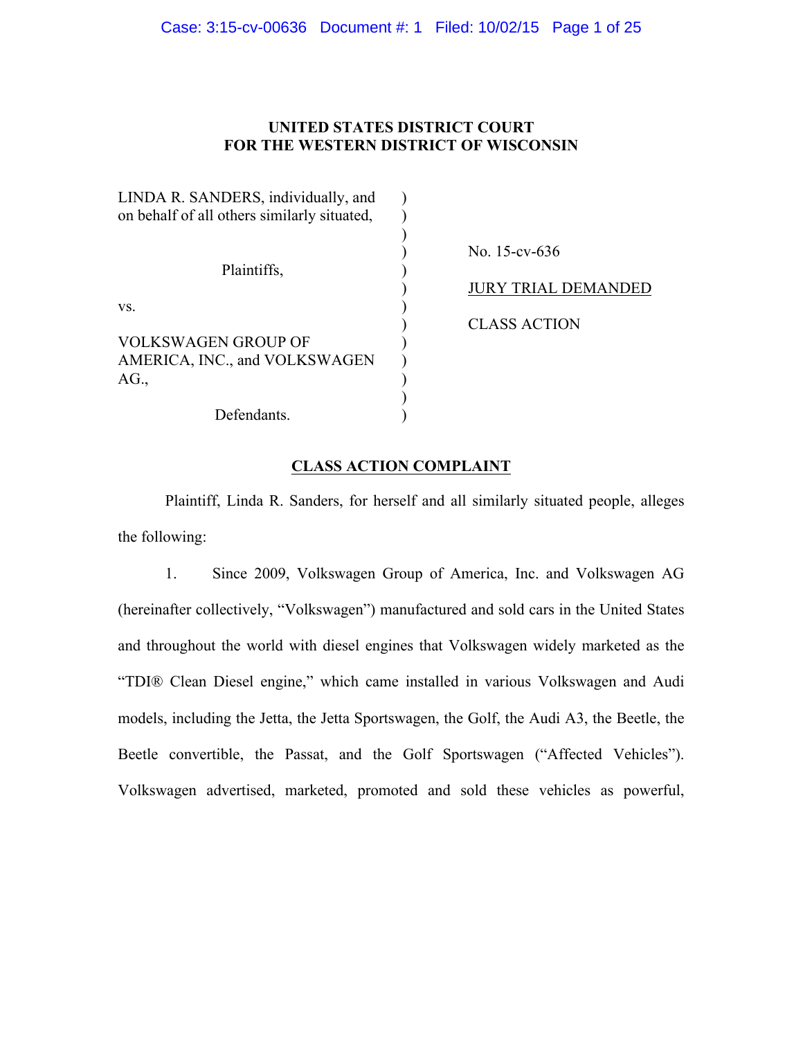**UNITED STATES DISTRICT COURT**
**FOR THE WESTERN DISTRICT OF WISCONSIN**

| | | |
|---|---|---|
| LINDA R. SANDERS, individually, and on behalf of all others similarly situated, | ) | |
| | ) | No. 15-cv-636 |
| Plaintiffs, | ) | |
| | ) | JURY TRIAL DEMANDED |
| vs. | ) | |
| | ) | CLASS ACTION |
| VOLKSWAGEN GROUP OF AMERICA, INC., and VOLKSWAGEN AG., | ) | |
| | ) | |
| Defendants. | ) | |

## CLASS ACTION COMPLAINT

Plaintiff, Linda R. Sanders, for herself and all similarly situated people, alleges the following:

1. Since 2009, Volkswagen Group of America, Inc. and Volkswagen AG (hereinafter collectively, "Volkswagen") manufactured and sold cars in the United States and throughout the world with diesel engines that Volkswagen widely marketed as the "TDI® Clean Diesel engine," which came installed in various Volkswagen and Audi models, including the Jetta, the Jetta Sportswagen, the Golf, the Audi A3, the Beetle, the Beetle convertible, the Passat, and the Golf Sportswagen ("Affected Vehicles"). Volkswagen advertised, marketed, promoted and sold these vehicles as powerful,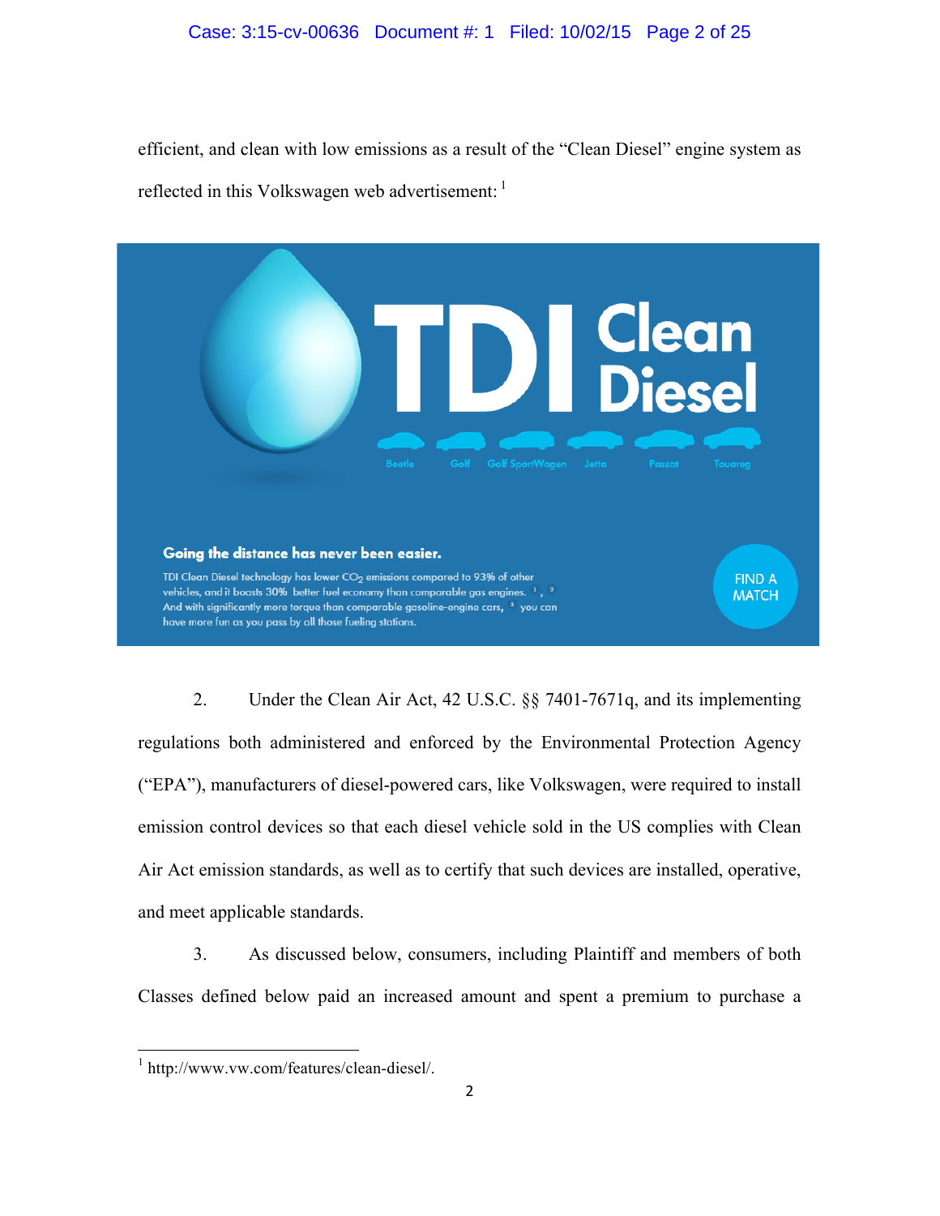efficient, and clean with low emissions as a result of the "Clean Diesel" engine system as reflected in this Volkswagen web advertisement: [1]

**TDI Clean Diesel**

Beetle Golf Golf SportWagen Jetta Passat Touareg

**Going the distance has never been easier.**

TDI Clean Diesel technology has lower $CO_2$ emissions compared to 93% of other vehicles, and it boasts 30% better fuel economy than comparable gas engines. [1], [2] And with significantly more torque than comparable gasoline-engine cars, [3] you can have more fun as you pass by all those fueling stations.

FIND A MATCH

2. Under the Clean Air Act, 42 U.S.C. §§ 7401-7671q, and its implementing regulations both administered and enforced by the Environmental Protection Agency ("EPA"), manufacturers of diesel-powered cars, like Volkswagen, were required to install emission control devices so that each diesel vehicle sold in the US complies with Clean Air Act emission standards, as well as to certify that such devices are installed, operative, and meet applicable standards.

3. As discussed below, consumers, including Plaintiff and members of both Classes defined below paid an increased amount and spent a premium to purchase a

---

[1] http://www.vw.com/features/clean-diesel/.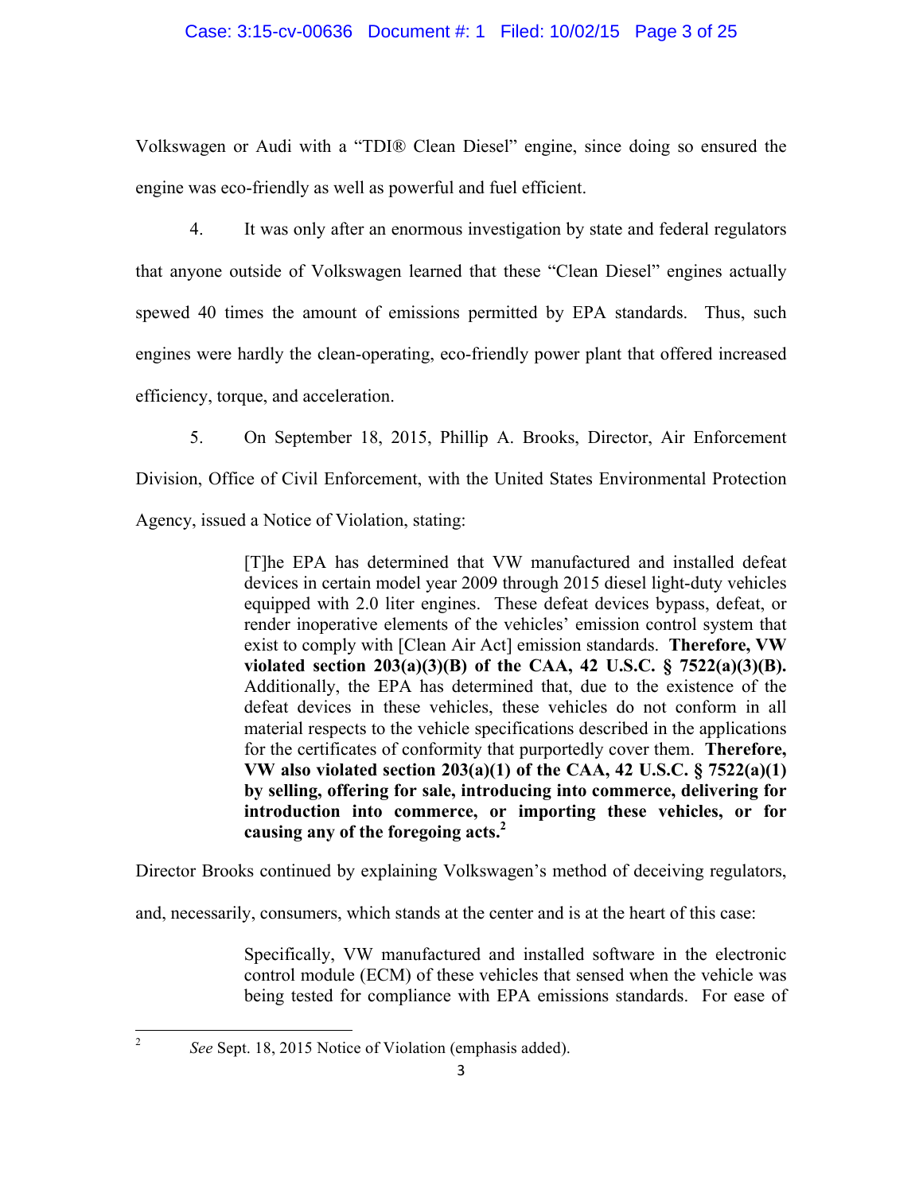Volkswagen or Audi with a "TDI® Clean Diesel" engine, since doing so ensured the engine was eco-friendly as well as powerful and fuel efficient.

4. It was only after an enormous investigation by state and federal regulators that anyone outside of Volkswagen learned that these "Clean Diesel" engines actually spewed 40 times the amount of emissions permitted by EPA standards. Thus, such engines were hardly the clean-operating, eco-friendly power plant that offered increased efficiency, torque, and acceleration.

5. On September 18, 2015, Phillip A. Brooks, Director, Air Enforcement Division, Office of Civil Enforcement, with the United States Environmental Protection Agency, issued a Notice of Violation, stating:

> [T]he EPA has determined that VW manufactured and installed defeat devices in certain model year 2009 through 2015 diesel light-duty vehicles equipped with 2.0 liter engines. These defeat devices bypass, defeat, or render inoperative elements of the vehicles' emission control system that exist to comply with [Clean Air Act] emission standards. **Therefore, VW violated section 203(a)(3)(B) of the CAA, 42 U.S.C. § 7522(a)(3)(B).** Additionally, the EPA has determined that, due to the existence of the defeat devices in these vehicles, these vehicles do not conform in all material respects to the vehicle specifications described in the applications for the certificates of conformity that purportedly cover them. **Therefore, VW also violated section 203(a)(1) of the CAA, 42 U.S.C. § 7522(a)(1) by selling, offering for sale, introducing into commerce, delivering for introduction into commerce, or importing these vehicles, or for causing any of the foregoing acts.**[2]

Director Brooks continued by explaining Volkswagen's method of deceiving regulators, and, necessarily, consumers, which stands at the center and is at the heart of this case:

> Specifically, VW manufactured and installed software in the electronic control module (ECM) of these vehicles that sensed when the vehicle was being tested for compliance with EPA emissions standards. For ease of

[2] *See* Sept. 18, 2015 Notice of Violation (emphasis added).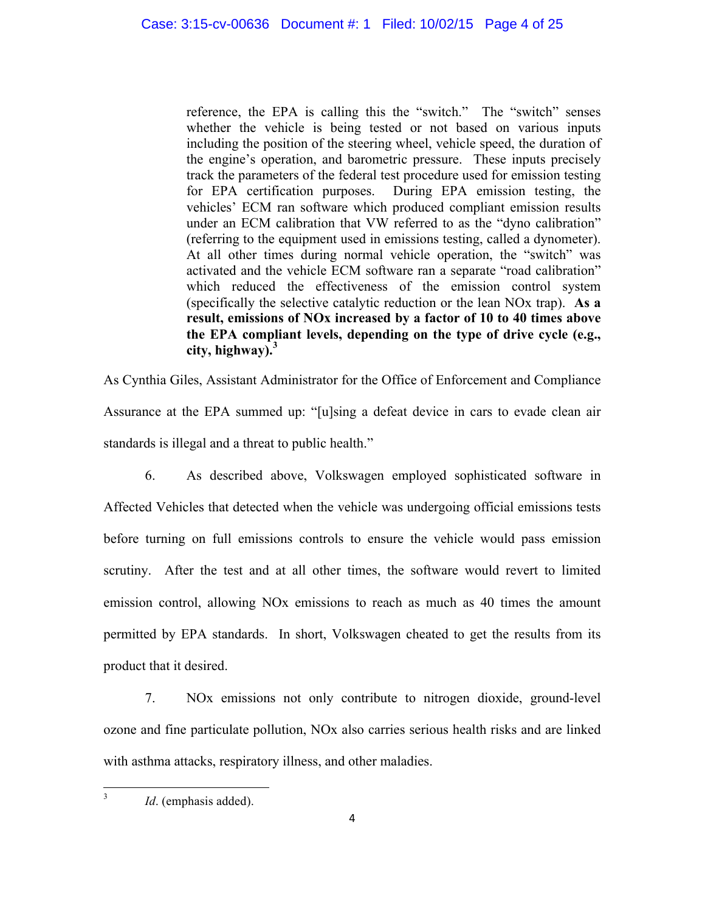> reference, the EPA is calling this the "switch." The "switch" senses whether the vehicle is being tested or not based on various inputs including the position of the steering wheel, vehicle speed, the duration of the engine's operation, and barometric pressure. These inputs precisely track the parameters of the federal test procedure used for emission testing for EPA certification purposes. During EPA emission testing, the vehicles' ECM ran software which produced compliant emission results under an ECM calibration that VW referred to as the "dyno calibration" (referring to the equipment used in emissions testing, called a dynometer). At all other times during normal vehicle operation, the "switch" was activated and the vehicle ECM software ran a separate "road calibration" which reduced the effectiveness of the emission control system (specifically the selective catalytic reduction or the lean NOx trap). **As a result, emissions of NOx increased by a factor of 10 to 40 times above the EPA compliant levels, depending on the type of drive cycle (e.g., city, highway).**[3]

As Cynthia Giles, Assistant Administrator for the Office of Enforcement and Compliance Assurance at the EPA summed up: "[u]sing a defeat device in cars to evade clean air standards is illegal and a threat to public health."

6. As described above, Volkswagen employed sophisticated software in Affected Vehicles that detected when the vehicle was undergoing official emissions tests before turning on full emissions controls to ensure the vehicle would pass emission scrutiny. After the test and at all other times, the software would revert to limited emission control, allowing NOx emissions to reach as much as 40 times the amount permitted by EPA standards. In short, Volkswagen cheated to get the results from its product that it desired.

7. NOx emissions not only contribute to nitrogen dioxide, ground-level ozone and fine particulate pollution, NOx also carries serious health risks and are linked with asthma attacks, respiratory illness, and other maladies.

---

[3] *Id*. (emphasis added).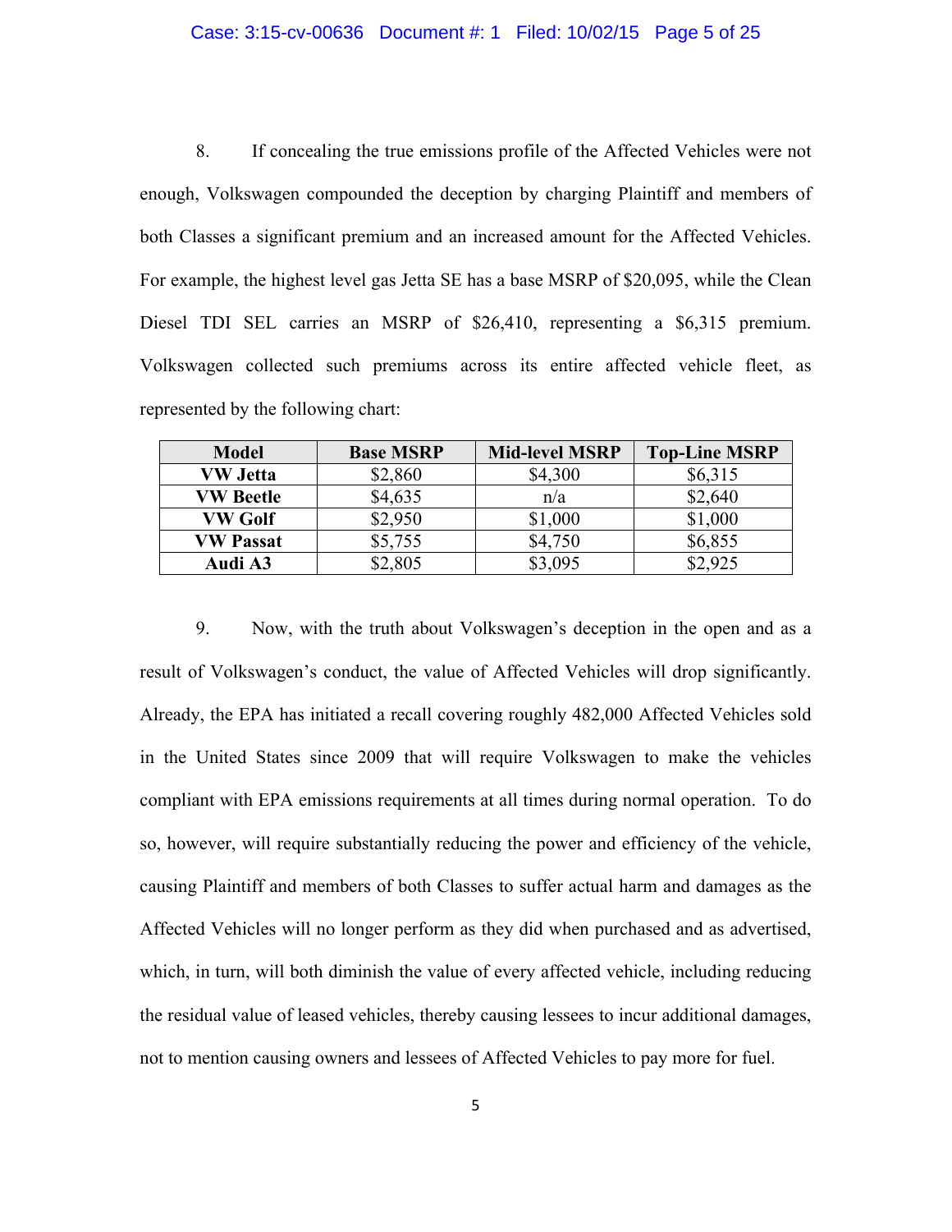8. If concealing the true emissions profile of the Affected Vehicles were not enough, Volkswagen compounded the deception by charging Plaintiff and members of both Classes a significant premium and an increased amount for the Affected Vehicles. For example, the highest level gas Jetta SE has a base MSRP of $20,095, while the Clean Diesel TDI SEL carries an MSRP of $26,410, representing a $6,315 premium. Volkswagen collected such premiums across its entire affected vehicle fleet, as represented by the following chart:

| Model | Base MSRP | Mid-level MSRP | Top-Line MSRP |
| --- | --- | --- | --- |
| **VW Jetta** | $2,860 | $4,300 | $6,315 |
| **VW Beetle** | $4,635 | n/a | $2,640 |
| **VW Golf** | $2,950 | $1,000 | $1,000 |
| **VW Passat** | $5,755 | $4,750 | $6,855 |
| **Audi A3** | $2,805 | $3,095 | $2,925 |

9. Now, with the truth about Volkswagen's deception in the open and as a result of Volkswagen's conduct, the value of Affected Vehicles will drop significantly. Already, the EPA has initiated a recall covering roughly 482,000 Affected Vehicles sold in the United States since 2009 that will require Volkswagen to make the vehicles compliant with EPA emissions requirements at all times during normal operation. To do so, however, will require substantially reducing the power and efficiency of the vehicle, causing Plaintiff and members of both Classes to suffer actual harm and damages as the Affected Vehicles will no longer perform as they did when purchased and as advertised, which, in turn, will both diminish the value of every affected vehicle, including reducing the residual value of leased vehicles, thereby causing lessees to incur additional damages, not to mention causing owners and lessees of Affected Vehicles to pay more for fuel.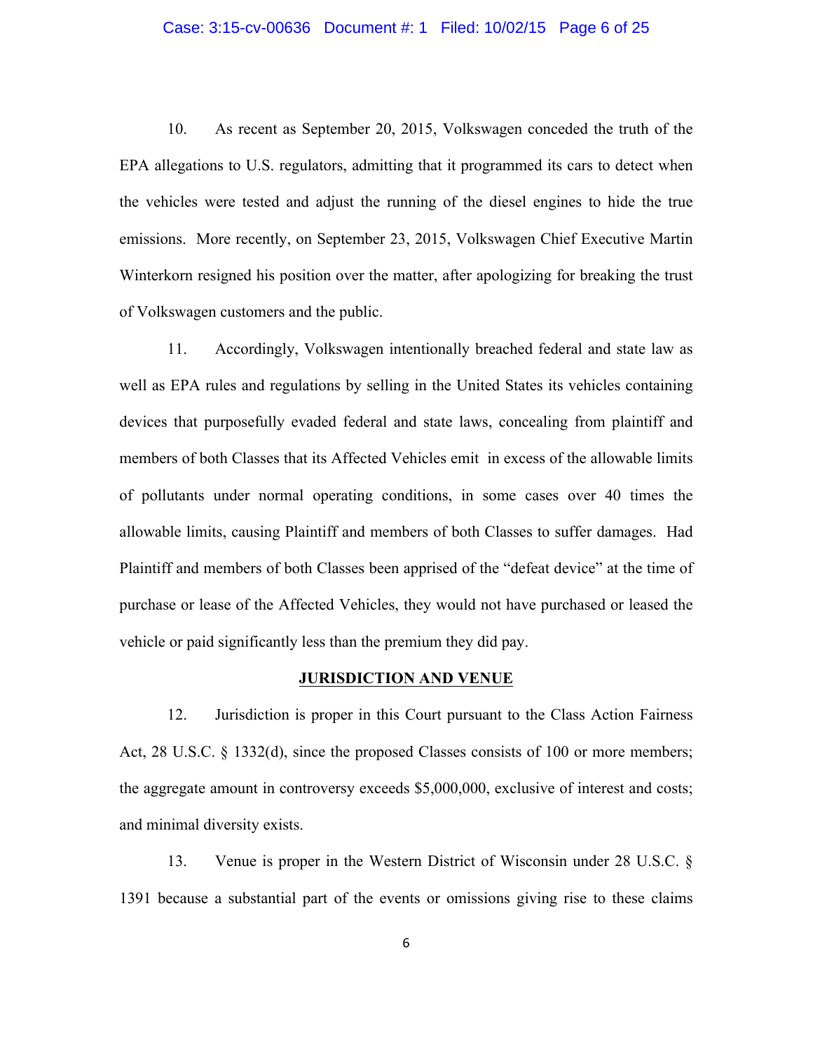10. As recent as September 20, 2015, Volkswagen conceded the truth of the EPA allegations to U.S. regulators, admitting that it programmed its cars to detect when the vehicles were tested and adjust the running of the diesel engines to hide the true emissions. More recently, on September 23, 2015, Volkswagen Chief Executive Martin Winterkorn resigned his position over the matter, after apologizing for breaking the trust of Volkswagen customers and the public.

11. Accordingly, Volkswagen intentionally breached federal and state law as well as EPA rules and regulations by selling in the United States its vehicles containing devices that purposefully evaded federal and state laws, concealing from plaintiff and members of both Classes that its Affected Vehicles emit in excess of the allowable limits of pollutants under normal operating conditions, in some cases over 40 times the allowable limits, causing Plaintiff and members of both Classes to suffer damages. Had Plaintiff and members of both Classes been apprised of the "defeat device" at the time of purchase or lease of the Affected Vehicles, they would not have purchased or leased the vehicle or paid significantly less than the premium they did pay.

## JURISDICTION AND VENUE

12. Jurisdiction is proper in this Court pursuant to the Class Action Fairness Act, 28 U.S.C. § 1332(d), since the proposed Classes consists of 100 or more members; the aggregate amount in controversy exceeds $5,000,000, exclusive of interest and costs; and minimal diversity exists.

13. Venue is proper in the Western District of Wisconsin under 28 U.S.C. § 1391 because a substantial part of the events or omissions giving rise to these claims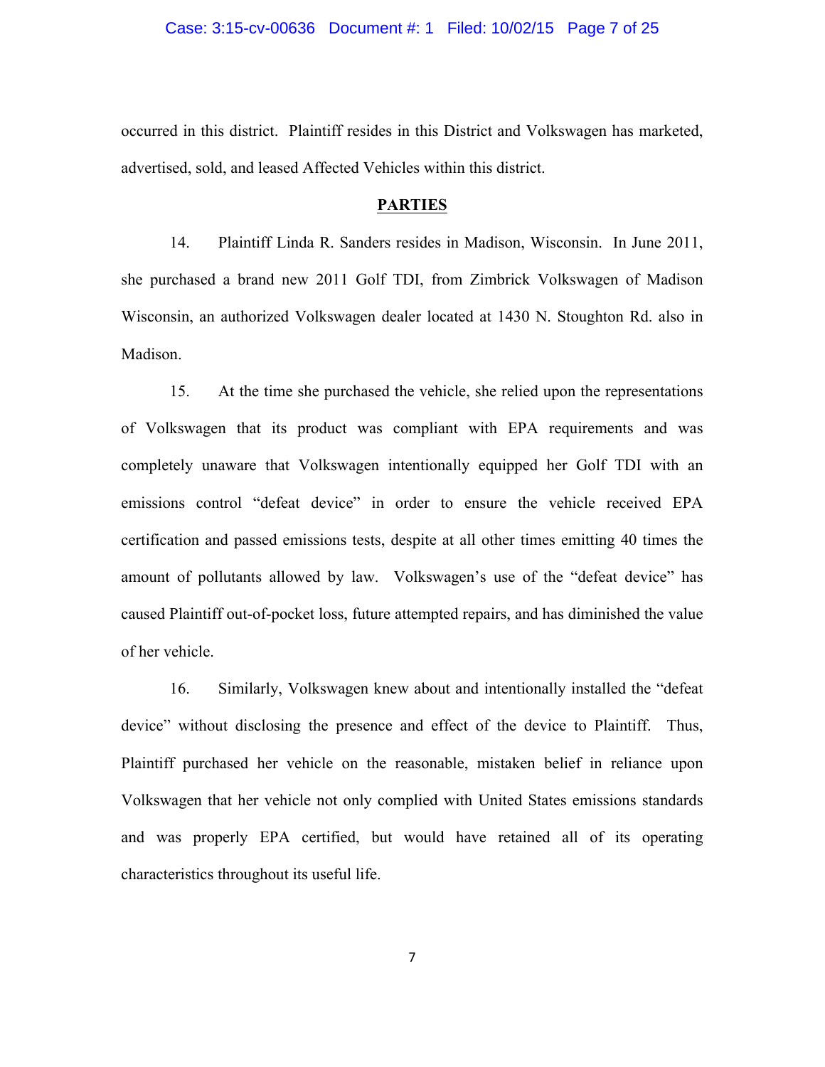occurred in this district. Plaintiff resides in this District and Volkswagen has marketed, advertised, sold, and leased Affected Vehicles within this district.

**PARTIES**

14. Plaintiff Linda R. Sanders resides in Madison, Wisconsin. In June 2011, she purchased a brand new 2011 Golf TDI, from Zimbrick Volkswagen of Madison Wisconsin, an authorized Volkswagen dealer located at 1430 N. Stoughton Rd. also in Madison.

15. At the time she purchased the vehicle, she relied upon the representations of Volkswagen that its product was compliant with EPA requirements and was completely unaware that Volkswagen intentionally equipped her Golf TDI with an emissions control "defeat device" in order to ensure the vehicle received EPA certification and passed emissions tests, despite at all other times emitting 40 times the amount of pollutants allowed by law. Volkswagen's use of the "defeat device" has caused Plaintiff out-of-pocket loss, future attempted repairs, and has diminished the value of her vehicle.

16. Similarly, Volkswagen knew about and intentionally installed the "defeat device" without disclosing the presence and effect of the device to Plaintiff. Thus, Plaintiff purchased her vehicle on the reasonable, mistaken belief in reliance upon Volkswagen that her vehicle not only complied with United States emissions standards and was properly EPA certified, but would have retained all of its operating characteristics throughout its useful life.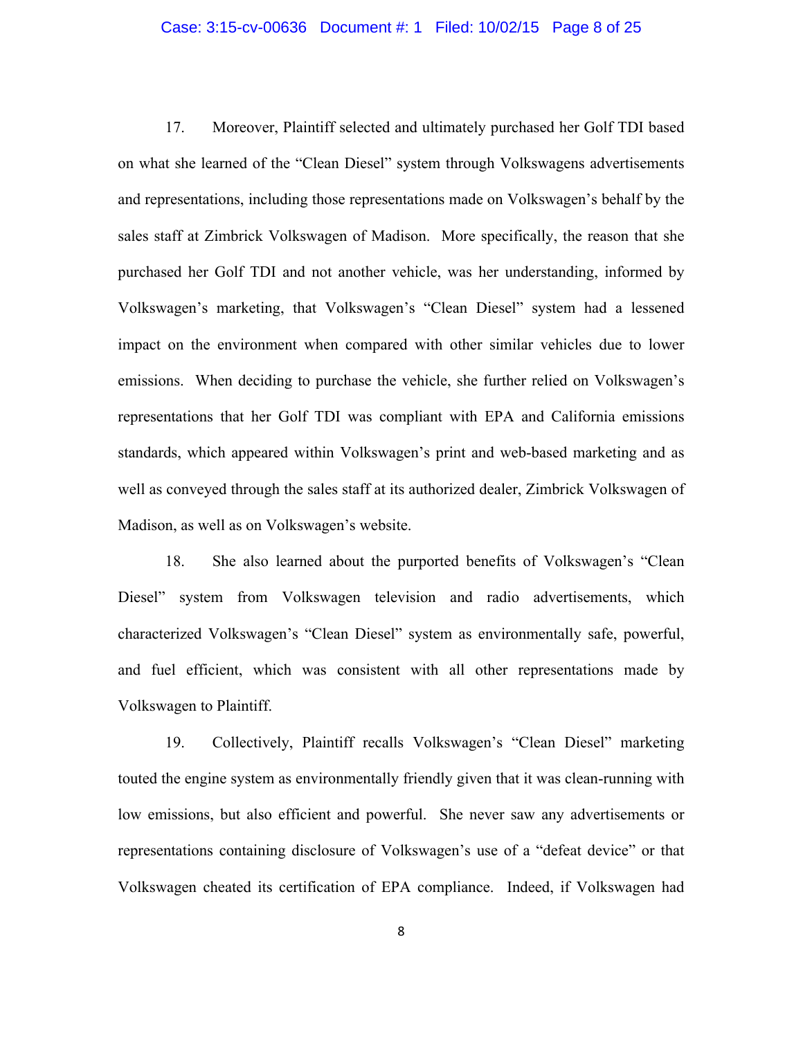17. Moreover, Plaintiff selected and ultimately purchased her Golf TDI based on what she learned of the "Clean Diesel" system through Volkswagens advertisements and representations, including those representations made on Volkswagen's behalf by the sales staff at Zimbrick Volkswagen of Madison. More specifically, the reason that she purchased her Golf TDI and not another vehicle, was her understanding, informed by Volkswagen's marketing, that Volkswagen's "Clean Diesel" system had a lessened impact on the environment when compared with other similar vehicles due to lower emissions. When deciding to purchase the vehicle, she further relied on Volkswagen's representations that her Golf TDI was compliant with EPA and California emissions standards, which appeared within Volkswagen's print and web-based marketing and as well as conveyed through the sales staff at its authorized dealer, Zimbrick Volkswagen of Madison, as well as on Volkswagen's website.

18. She also learned about the purported benefits of Volkswagen's "Clean Diesel" system from Volkswagen television and radio advertisements, which characterized Volkswagen's "Clean Diesel" system as environmentally safe, powerful, and fuel efficient, which was consistent with all other representations made by Volkswagen to Plaintiff.

19. Collectively, Plaintiff recalls Volkswagen's "Clean Diesel" marketing touted the engine system as environmentally friendly given that it was clean-running with low emissions, but also efficient and powerful. She never saw any advertisements or representations containing disclosure of Volkswagen's use of a "defeat device" or that Volkswagen cheated its certification of EPA compliance. Indeed, if Volkswagen had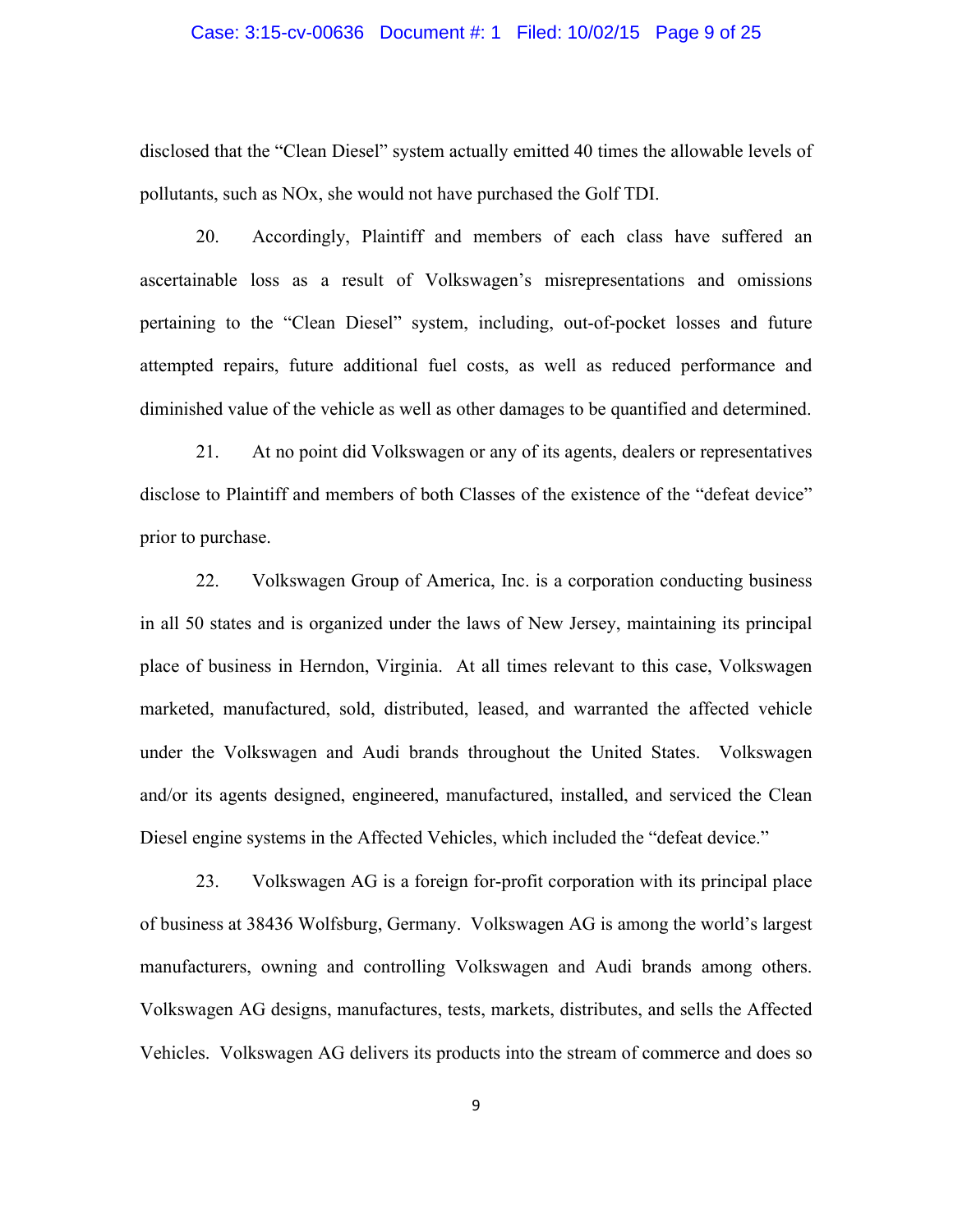disclosed that the "Clean Diesel" system actually emitted 40 times the allowable levels of pollutants, such as NOx, she would not have purchased the Golf TDI.

20. Accordingly, Plaintiff and members of each class have suffered an ascertainable loss as a result of Volkswagen's misrepresentations and omissions pertaining to the "Clean Diesel" system, including, out-of-pocket losses and future attempted repairs, future additional fuel costs, as well as reduced performance and diminished value of the vehicle as well as other damages to be quantified and determined.

21. At no point did Volkswagen or any of its agents, dealers or representatives disclose to Plaintiff and members of both Classes of the existence of the "defeat device" prior to purchase.

22. Volkswagen Group of America, Inc. is a corporation conducting business in all 50 states and is organized under the laws of New Jersey, maintaining its principal place of business in Herndon, Virginia. At all times relevant to this case, Volkswagen marketed, manufactured, sold, distributed, leased, and warranted the affected vehicle under the Volkswagen and Audi brands throughout the United States. Volkswagen and/or its agents designed, engineered, manufactured, installed, and serviced the Clean Diesel engine systems in the Affected Vehicles, which included the "defeat device."

23. Volkswagen AG is a foreign for-profit corporation with its principal place of business at 38436 Wolfsburg, Germany. Volkswagen AG is among the world's largest manufacturers, owning and controlling Volkswagen and Audi brands among others. Volkswagen AG designs, manufactures, tests, markets, distributes, and sells the Affected Vehicles. Volkswagen AG delivers its products into the stream of commerce and does so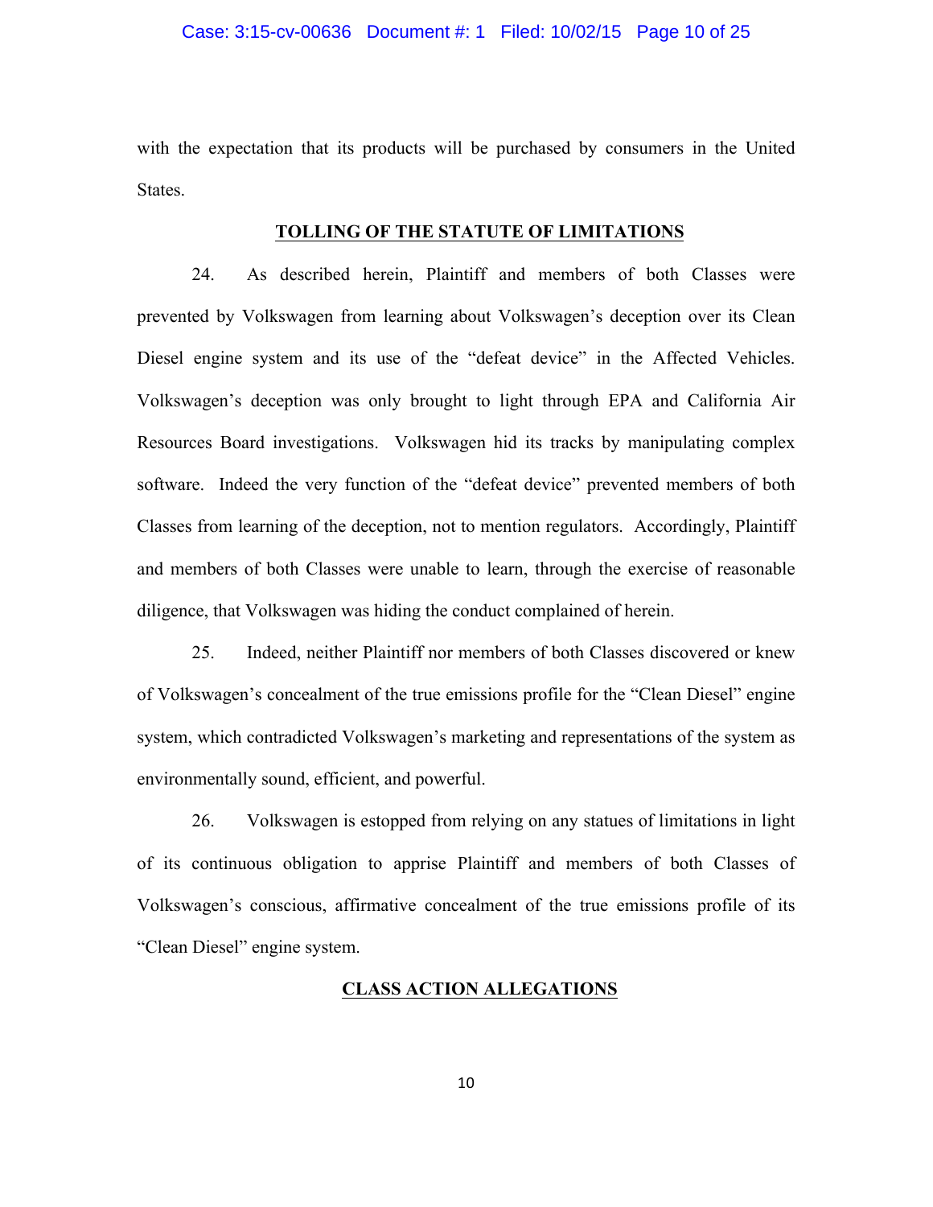with the expectation that its products will be purchased by consumers in the United States.

## TOLLING OF THE STATUTE OF LIMITATIONS

24. As described herein, Plaintiff and members of both Classes were prevented by Volkswagen from learning about Volkswagen's deception over its Clean Diesel engine system and its use of the "defeat device" in the Affected Vehicles. Volkswagen's deception was only brought to light through EPA and California Air Resources Board investigations. Volkswagen hid its tracks by manipulating complex software. Indeed the very function of the "defeat device" prevented members of both Classes from learning of the deception, not to mention regulators. Accordingly, Plaintiff and members of both Classes were unable to learn, through the exercise of reasonable diligence, that Volkswagen was hiding the conduct complained of herein.

25. Indeed, neither Plaintiff nor members of both Classes discovered or knew of Volkswagen's concealment of the true emissions profile for the "Clean Diesel" engine system, which contradicted Volkswagen's marketing and representations of the system as environmentally sound, efficient, and powerful.

26. Volkswagen is estopped from relying on any statues of limitations in light of its continuous obligation to apprise Plaintiff and members of both Classes of Volkswagen's conscious, affirmative concealment of the true emissions profile of its "Clean Diesel" engine system.

## CLASS ACTION ALLEGATIONS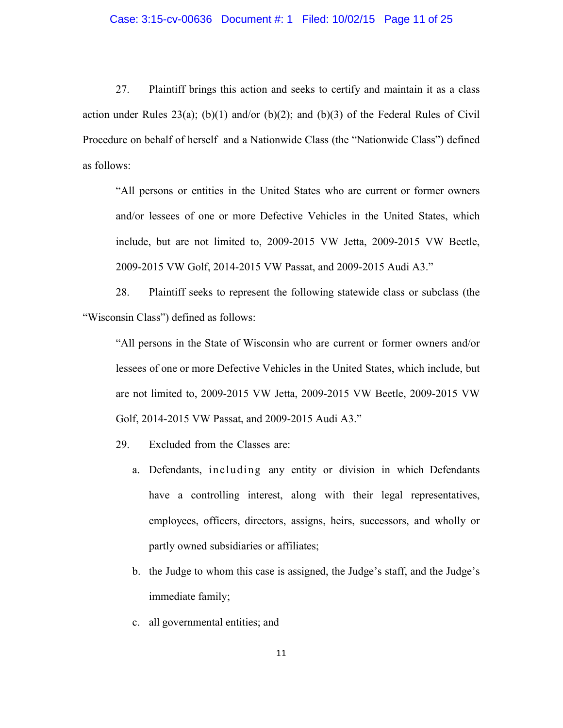27. Plaintiff brings this action and seeks to certify and maintain it as a class action under Rules 23(a); (b)(1) and/or (b)(2); and (b)(3) of the Federal Rules of Civil Procedure on behalf of herself and a Nationwide Class (the "Nationwide Class") defined as follows:

> "All persons or entities in the United States who are current or former owners and/or lessees of one or more Defective Vehicles in the United States, which include, but are not limited to, 2009-2015 VW Jetta, 2009-2015 VW Beetle, 2009-2015 VW Golf, 2014-2015 VW Passat, and 2009-2015 Audi A3."

28. Plaintiff seeks to represent the following statewide class or subclass (the "Wisconsin Class") defined as follows:

> "All persons in the State of Wisconsin who are current or former owners and/or lessees of one or more Defective Vehicles in the United States, which include, but are not limited to, 2009-2015 VW Jetta, 2009-2015 VW Beetle, 2009-2015 VW Golf, 2014-2015 VW Passat, and 2009-2015 Audi A3."

29. Excluded from the Classes are:

a. Defendants, including any entity or division in which Defendants have a controlling interest, along with their legal representatives, employees, officers, directors, assigns, heirs, successors, and wholly or partly owned subsidiaries or affiliates;

b. the Judge to whom this case is assigned, the Judge's staff, and the Judge's immediate family;

c. all governmental entities; and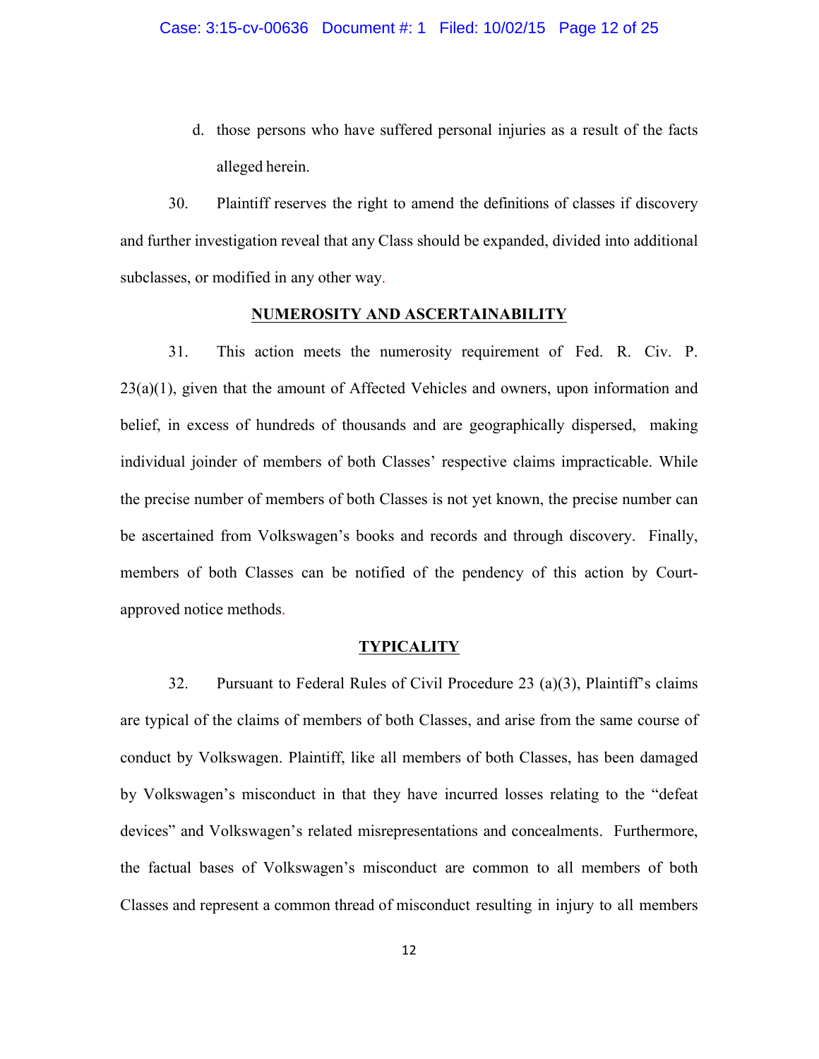d. those persons who have suffered personal injuries as a result of the facts alleged herein.

30. Plaintiff reserves the right to amend the definitions of classes if discovery and further investigation reveal that any Class should be expanded, divided into additional subclasses, or modified in any other way.

**NUMEROSITY AND ASCERTAINABILITY**

31. This action meets the numerosity requirement of Fed. R. Civ. P. 23(a)(1), given that the amount of Affected Vehicles and owners, upon information and belief, in excess of hundreds of thousands and are geographically dispersed, making individual joinder of members of both Classes' respective claims impracticable. While the precise number of members of both Classes is not yet known, the precise number can be ascertained from Volkswagen's books and records and through discovery. Finally, members of both Classes can be notified of the pendency of this action by Court-approved notice methods.

**TYPICALITY**

32. Pursuant to Federal Rules of Civil Procedure 23 (a)(3), Plaintiff's claims are typical of the claims of members of both Classes, and arise from the same course of conduct by Volkswagen. Plaintiff, like all members of both Classes, has been damaged by Volkswagen's misconduct in that they have incurred losses relating to the "defeat devices" and Volkswagen's related misrepresentations and concealments. Furthermore, the factual bases of Volkswagen's misconduct are common to all members of both Classes and represent a common thread of misconduct resulting in injury to all members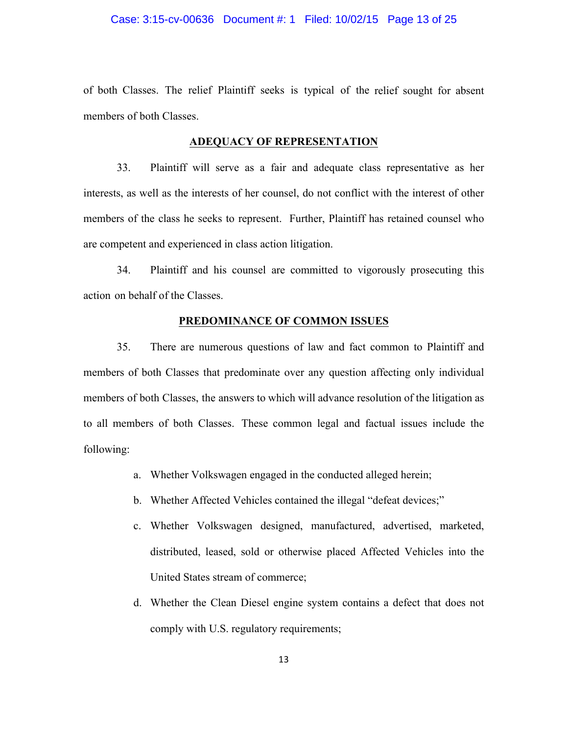of both Classes. The relief Plaintiff seeks is typical of the relief sought for absent members of both Classes.

## ADEQUACY OF REPRESENTATION

33. Plaintiff will serve as a fair and adequate class representative as her interests, as well as the interests of her counsel, do not conflict with the interest of other members of the class he seeks to represent. Further, Plaintiff has retained counsel who are competent and experienced in class action litigation.

34. Plaintiff and his counsel are committed to vigorously prosecuting this action on behalf of the Classes.

## PREDOMINANCE OF COMMON ISSUES

35. There are numerous questions of law and fact common to Plaintiff and members of both Classes that predominate over any question affecting only individual members of both Classes, the answers to which will advance resolution of the litigation as to all members of both Classes. These common legal and factual issues include the following:

a. Whether Volkswagen engaged in the conducted alleged herein;

b. Whether Affected Vehicles contained the illegal "defeat devices;"

c. Whether Volkswagen designed, manufactured, advertised, marketed, distributed, leased, sold or otherwise placed Affected Vehicles into the United States stream of commerce;

d. Whether the Clean Diesel engine system contains a defect that does not comply with U.S. regulatory requirements;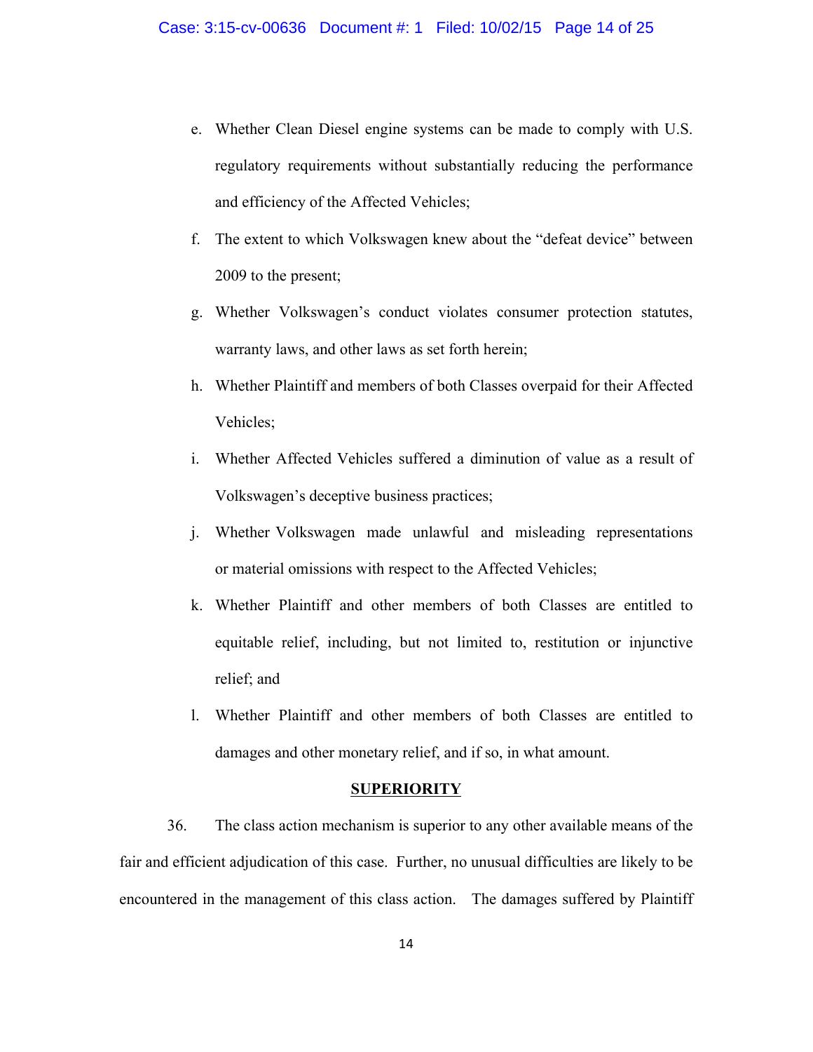e. Whether Clean Diesel engine systems can be made to comply with U.S. regulatory requirements without substantially reducing the performance and efficiency of the Affected Vehicles;

f. The extent to which Volkswagen knew about the "defeat device" between 2009 to the present;

g. Whether Volkswagen's conduct violates consumer protection statutes, warranty laws, and other laws as set forth herein;

h. Whether Plaintiff and members of both Classes overpaid for their Affected Vehicles;

i. Whether Affected Vehicles suffered a diminution of value as a result of Volkswagen's deceptive business practices;

j. Whether Volkswagen made unlawful and misleading representations or material omissions with respect to the Affected Vehicles;

k. Whether Plaintiff and other members of both Classes are entitled to equitable relief, including, but not limited to, restitution or injunctive relief; and

l. Whether Plaintiff and other members of both Classes are entitled to damages and other monetary relief, and if so, in what amount.

**SUPERIORITY**

36. The class action mechanism is superior to any other available means of the fair and efficient adjudication of this case. Further, no unusual difficulties are likely to be encountered in the management of this class action. The damages suffered by Plaintiff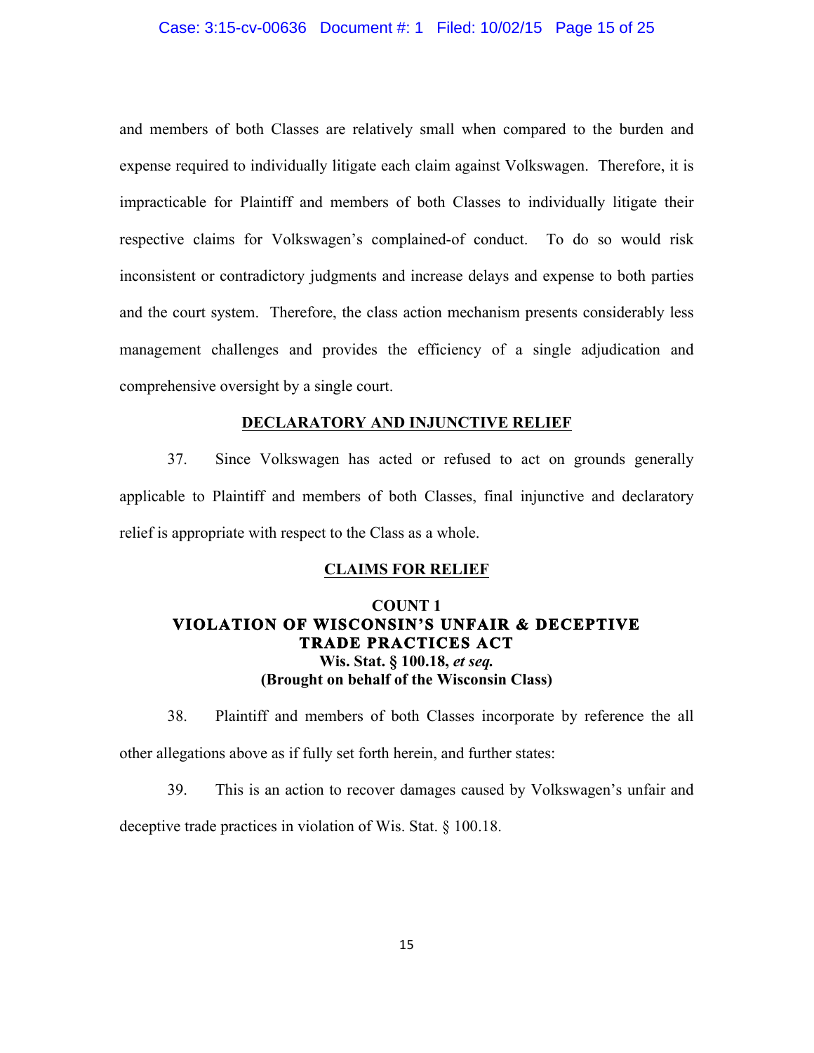and members of both Classes are relatively small when compared to the burden and expense required to individually litigate each claim against Volkswagen. Therefore, it is impracticable for Plaintiff and members of both Classes to individually litigate their respective claims for Volkswagen's complained-of conduct. To do so would risk inconsistent or contradictory judgments and increase delays and expense to both parties and the court system. Therefore, the class action mechanism presents considerably less management challenges and provides the efficiency of a single adjudication and comprehensive oversight by a single court.

## DECLARATORY AND INJUNCTIVE RELIEF

37. Since Volkswagen has acted or refused to act on grounds generally applicable to Plaintiff and members of both Classes, final injunctive and declaratory relief is appropriate with respect to the Class as a whole.

## CLAIMS FOR RELIEF

### COUNT 1
### VIOLATION OF WISCONSIN'S UNFAIR & DECEPTIVE TRADE PRACTICES ACT
**Wis. Stat. § 100.18, *et seq.***
**(Brought on behalf of the Wisconsin Class)**

38. Plaintiff and members of both Classes incorporate by reference the all other allegations above as if fully set forth herein, and further states:

39. This is an action to recover damages caused by Volkswagen's unfair and deceptive trade practices in violation of Wis. Stat. § 100.18.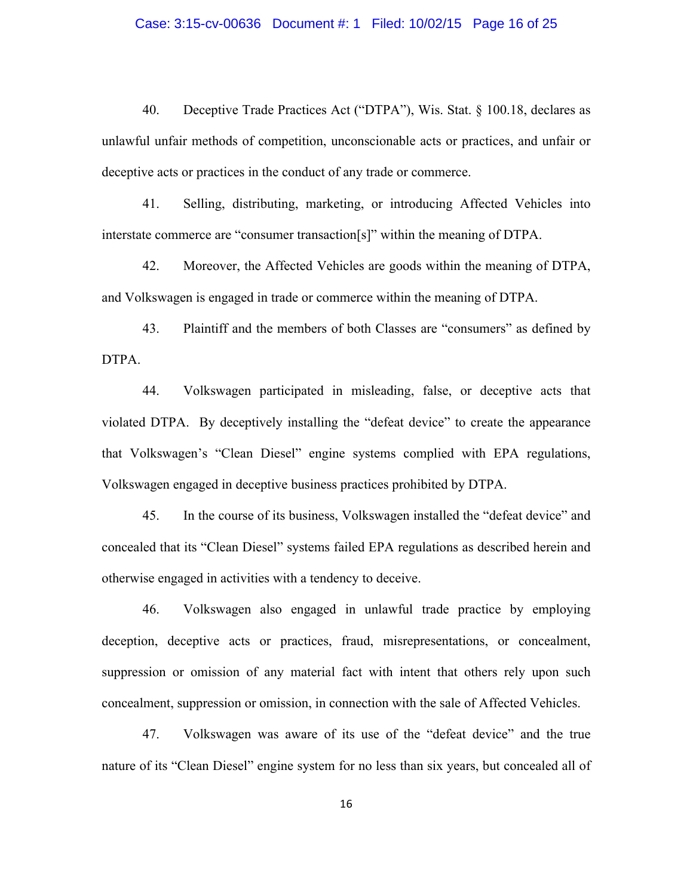40. Deceptive Trade Practices Act ("DTPA"), Wis. Stat. § 100.18, declares as unlawful unfair methods of competition, unconscionable acts or practices, and unfair or deceptive acts or practices in the conduct of any trade or commerce.

41. Selling, distributing, marketing, or introducing Affected Vehicles into interstate commerce are "consumer transaction[s]" within the meaning of DTPA.

42. Moreover, the Affected Vehicles are goods within the meaning of DTPA, and Volkswagen is engaged in trade or commerce within the meaning of DTPA.

43. Plaintiff and the members of both Classes are "consumers" as defined by DTPA.

44. Volkswagen participated in misleading, false, or deceptive acts that violated DTPA. By deceptively installing the "defeat device" to create the appearance that Volkswagen's "Clean Diesel" engine systems complied with EPA regulations, Volkswagen engaged in deceptive business practices prohibited by DTPA.

45. In the course of its business, Volkswagen installed the "defeat device" and concealed that its "Clean Diesel" systems failed EPA regulations as described herein and otherwise engaged in activities with a tendency to deceive.

46. Volkswagen also engaged in unlawful trade practice by employing deception, deceptive acts or practices, fraud, misrepresentations, or concealment, suppression or omission of any material fact with intent that others rely upon such concealment, suppression or omission, in connection with the sale of Affected Vehicles.

47. Volkswagen was aware of its use of the "defeat device" and the true nature of its "Clean Diesel" engine system for no less than six years, but concealed all of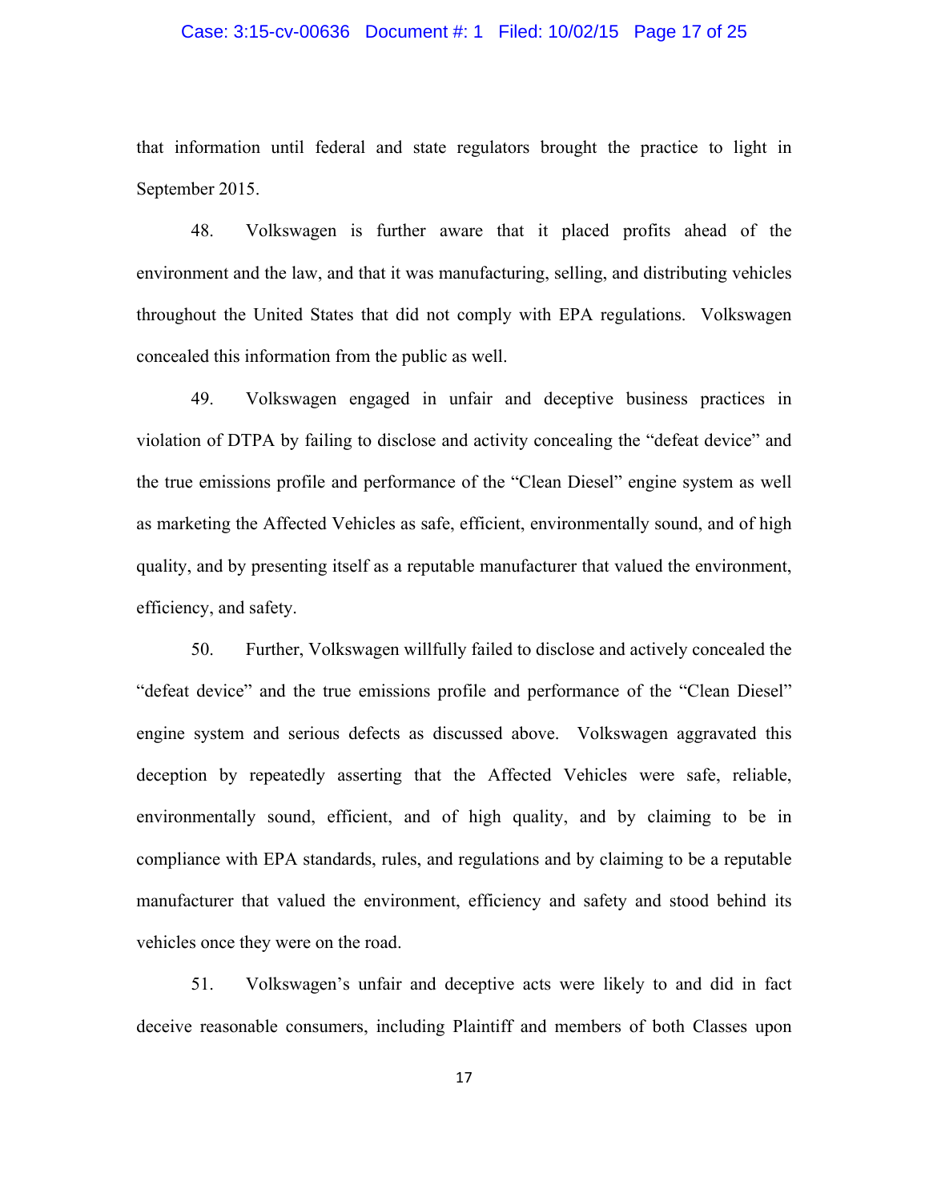that information until federal and state regulators brought the practice to light in September 2015.

48. Volkswagen is further aware that it placed profits ahead of the environment and the law, and that it was manufacturing, selling, and distributing vehicles throughout the United States that did not comply with EPA regulations. Volkswagen concealed this information from the public as well.

49. Volkswagen engaged in unfair and deceptive business practices in violation of DTPA by failing to disclose and activity concealing the "defeat device" and the true emissions profile and performance of the "Clean Diesel" engine system as well as marketing the Affected Vehicles as safe, efficient, environmentally sound, and of high quality, and by presenting itself as a reputable manufacturer that valued the environment, efficiency, and safety.

50. Further, Volkswagen willfully failed to disclose and actively concealed the "defeat device" and the true emissions profile and performance of the "Clean Diesel" engine system and serious defects as discussed above. Volkswagen aggravated this deception by repeatedly asserting that the Affected Vehicles were safe, reliable, environmentally sound, efficient, and of high quality, and by claiming to be in compliance with EPA standards, rules, and regulations and by claiming to be a reputable manufacturer that valued the environment, efficiency and safety and stood behind its vehicles once they were on the road.

51. Volkswagen's unfair and deceptive acts were likely to and did in fact deceive reasonable consumers, including Plaintiff and members of both Classes upon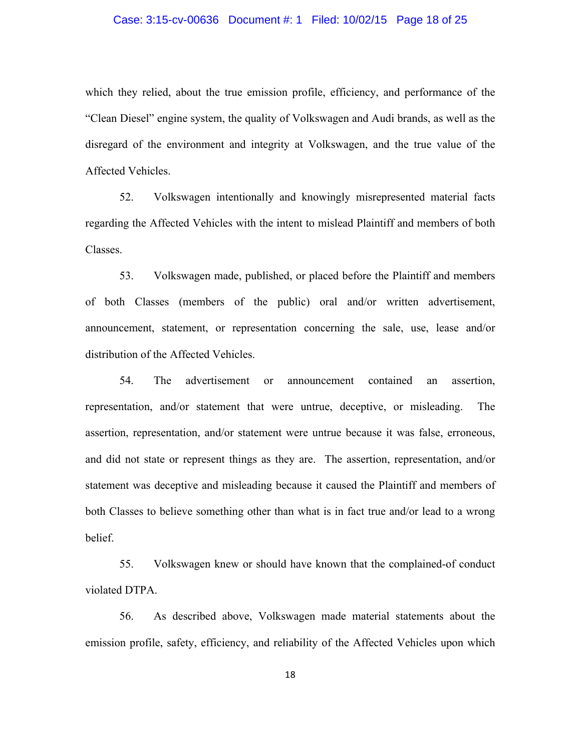which they relied, about the true emission profile, efficiency, and performance of the "Clean Diesel" engine system, the quality of Volkswagen and Audi brands, as well as the disregard of the environment and integrity at Volkswagen, and the true value of the Affected Vehicles.

52. Volkswagen intentionally and knowingly misrepresented material facts regarding the Affected Vehicles with the intent to mislead Plaintiff and members of both Classes.

53. Volkswagen made, published, or placed before the Plaintiff and members of both Classes (members of the public) oral and/or written advertisement, announcement, statement, or representation concerning the sale, use, lease and/or distribution of the Affected Vehicles.

54. The advertisement or announcement contained an assertion, representation, and/or statement that were untrue, deceptive, or misleading. The assertion, representation, and/or statement were untrue because it was false, erroneous, and did not state or represent things as they are. The assertion, representation, and/or statement was deceptive and misleading because it caused the Plaintiff and members of both Classes to believe something other than what is in fact true and/or lead to a wrong belief.

55. Volkswagen knew or should have known that the complained-of conduct violated DTPA.

56. As described above, Volkswagen made material statements about the emission profile, safety, efficiency, and reliability of the Affected Vehicles upon which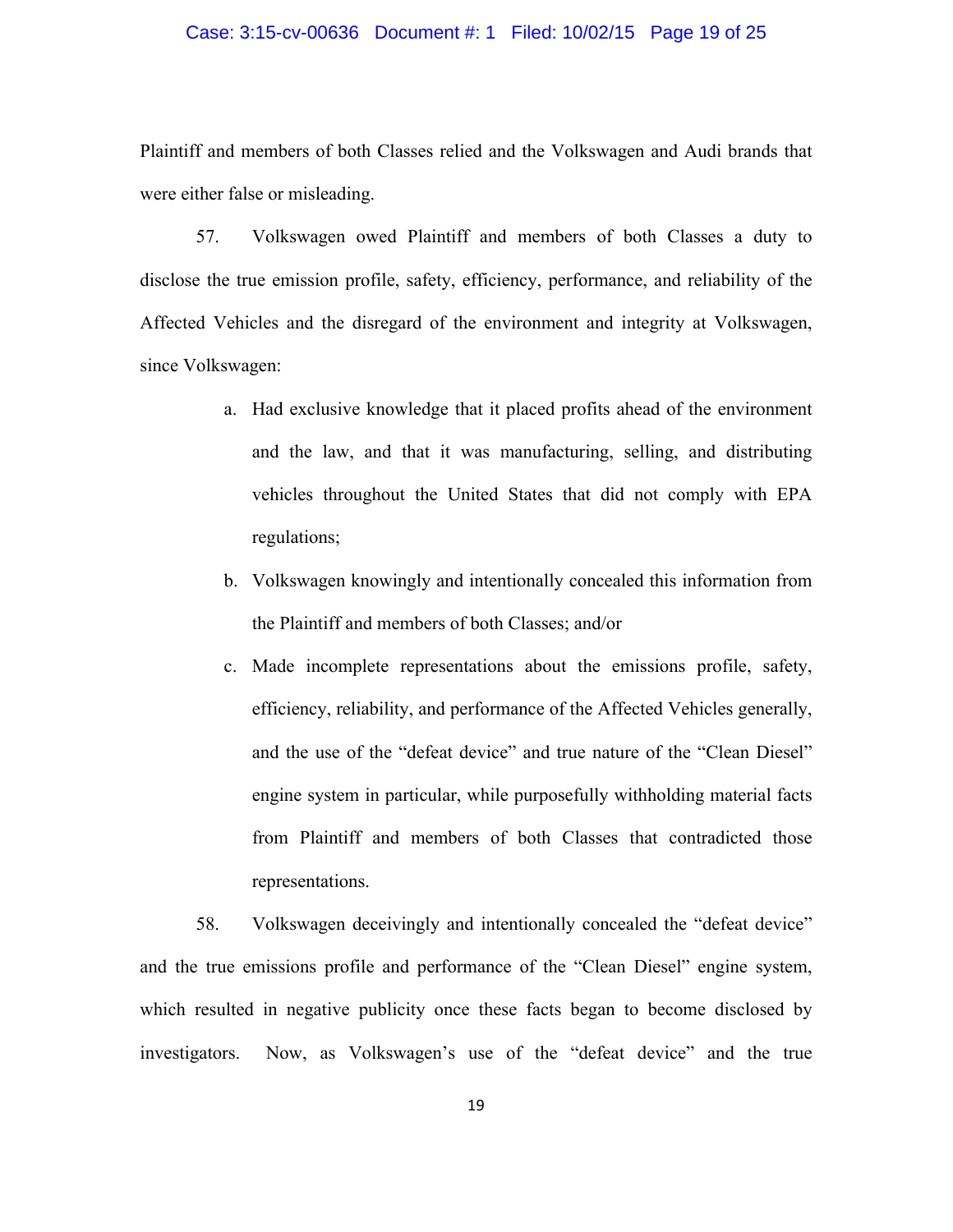Plaintiff and members of both Classes relied and the Volkswagen and Audi brands that were either false or misleading.

57. Volkswagen owed Plaintiff and members of both Classes a duty to disclose the true emission profile, safety, efficiency, performance, and reliability of the Affected Vehicles and the disregard of the environment and integrity at Volkswagen, since Volkswagen:

a. Had exclusive knowledge that it placed profits ahead of the environment and the law, and that it was manufacturing, selling, and distributing vehicles throughout the United States that did not comply with EPA regulations;

b. Volkswagen knowingly and intentionally concealed this information from the Plaintiff and members of both Classes; and/or

c. Made incomplete representations about the emissions profile, safety, efficiency, reliability, and performance of the Affected Vehicles generally, and the use of the "defeat device" and true nature of the "Clean Diesel" engine system in particular, while purposefully withholding material facts from Plaintiff and members of both Classes that contradicted those representations.

58. Volkswagen deceivingly and intentionally concealed the "defeat device" and the true emissions profile and performance of the "Clean Diesel" engine system, which resulted in negative publicity once these facts began to become disclosed by investigators. Now, as Volkswagen's use of the "defeat device" and the true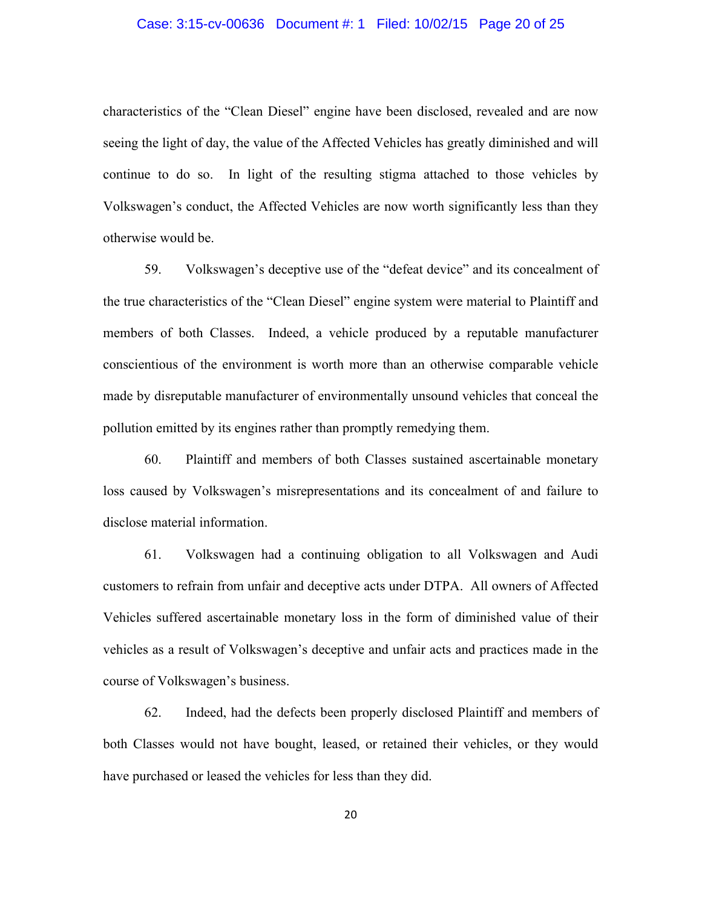characteristics of the "Clean Diesel" engine have been disclosed, revealed and are now seeing the light of day, the value of the Affected Vehicles has greatly diminished and will continue to do so. In light of the resulting stigma attached to those vehicles by Volkswagen's conduct, the Affected Vehicles are now worth significantly less than they otherwise would be.

59. Volkswagen's deceptive use of the "defeat device" and its concealment of the true characteristics of the "Clean Diesel" engine system were material to Plaintiff and members of both Classes. Indeed, a vehicle produced by a reputable manufacturer conscientious of the environment is worth more than an otherwise comparable vehicle made by disreputable manufacturer of environmentally unsound vehicles that conceal the pollution emitted by its engines rather than promptly remedying them.

60. Plaintiff and members of both Classes sustained ascertainable monetary loss caused by Volkswagen's misrepresentations and its concealment of and failure to disclose material information.

61. Volkswagen had a continuing obligation to all Volkswagen and Audi customers to refrain from unfair and deceptive acts under DTPA. All owners of Affected Vehicles suffered ascertainable monetary loss in the form of diminished value of their vehicles as a result of Volkswagen's deceptive and unfair acts and practices made in the course of Volkswagen's business.

62. Indeed, had the defects been properly disclosed Plaintiff and members of both Classes would not have bought, leased, or retained their vehicles, or they would have purchased or leased the vehicles for less than they did.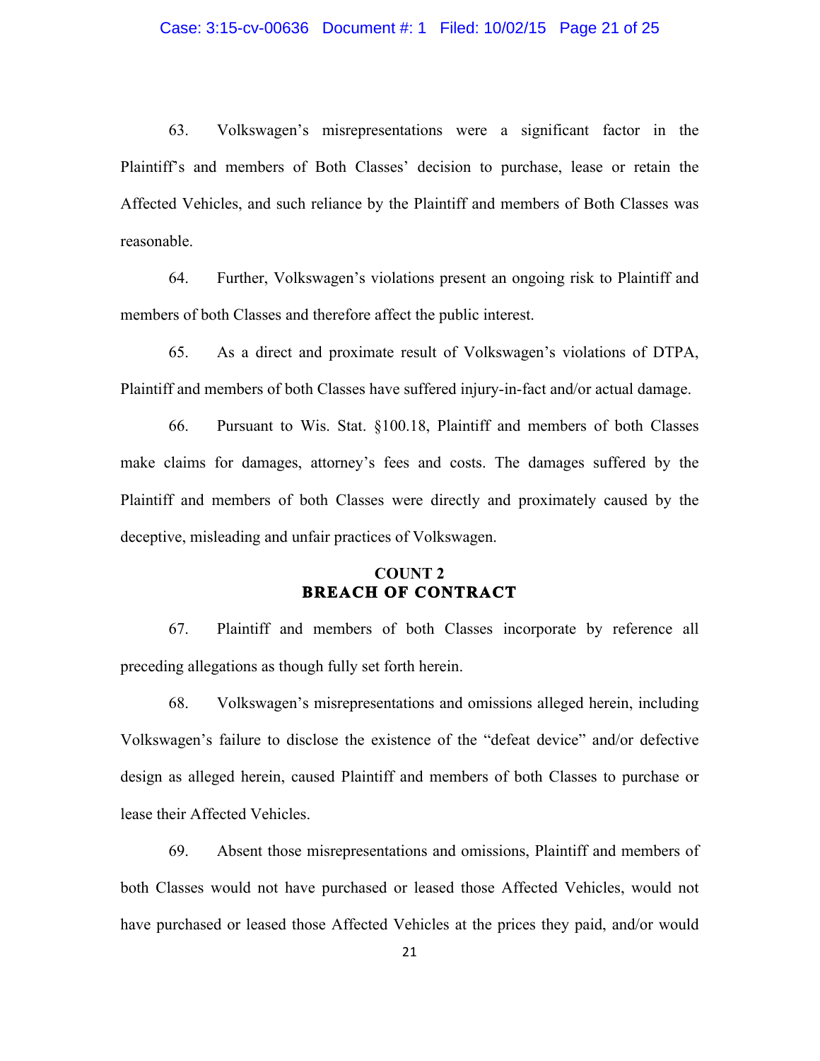63. Volkswagen's misrepresentations were a significant factor in the Plaintiff's and members of Both Classes' decision to purchase, lease or retain the Affected Vehicles, and such reliance by the Plaintiff and members of Both Classes was reasonable.

64. Further, Volkswagen's violations present an ongoing risk to Plaintiff and members of both Classes and therefore affect the public interest.

65. As a direct and proximate result of Volkswagen's violations of DTPA, Plaintiff and members of both Classes have suffered injury-in-fact and/or actual damage.

66. Pursuant to Wis. Stat. §100.18, Plaintiff and members of both Classes make claims for damages, attorney's fees and costs. The damages suffered by the Plaintiff and members of both Classes were directly and proximately caused by the deceptive, misleading and unfair practices of Volkswagen.

## COUNT 2
## BREACH OF CONTRACT

67. Plaintiff and members of both Classes incorporate by reference all preceding allegations as though fully set forth herein.

68. Volkswagen's misrepresentations and omissions alleged herein, including Volkswagen's failure to disclose the existence of the "defeat device" and/or defective design as alleged herein, caused Plaintiff and members of both Classes to purchase or lease their Affected Vehicles.

69. Absent those misrepresentations and omissions, Plaintiff and members of both Classes would not have purchased or leased those Affected Vehicles, would not have purchased or leased those Affected Vehicles at the prices they paid, and/or would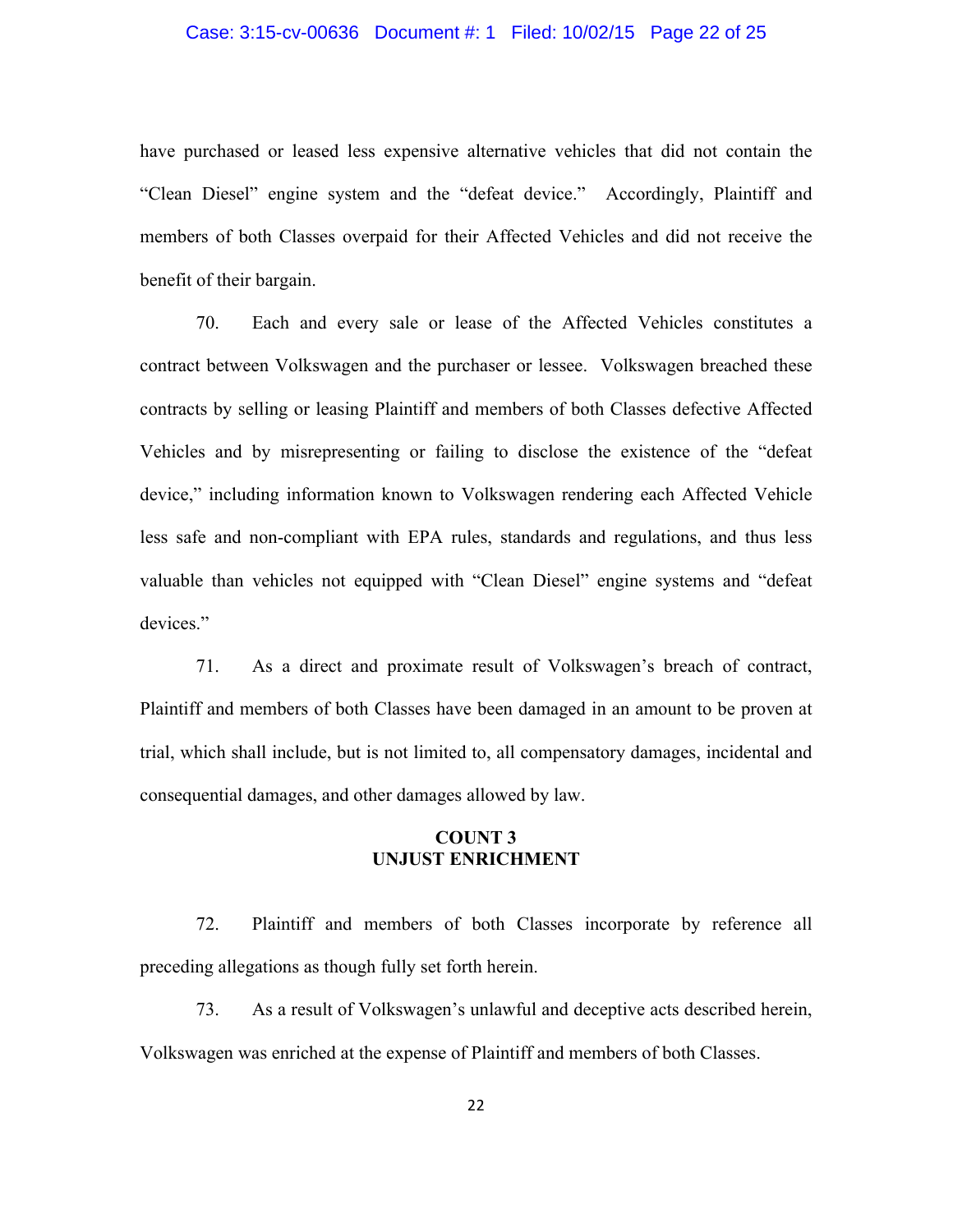have purchased or leased less expensive alternative vehicles that did not contain the "Clean Diesel" engine system and the "defeat device." Accordingly, Plaintiff and members of both Classes overpaid for their Affected Vehicles and did not receive the benefit of their bargain.

70. Each and every sale or lease of the Affected Vehicles constitutes a contract between Volkswagen and the purchaser or lessee. Volkswagen breached these contracts by selling or leasing Plaintiff and members of both Classes defective Affected Vehicles and by misrepresenting or failing to disclose the existence of the "defeat device," including information known to Volkswagen rendering each Affected Vehicle less safe and non-compliant with EPA rules, standards and regulations, and thus less valuable than vehicles not equipped with "Clean Diesel" engine systems and "defeat devices."

71. As a direct and proximate result of Volkswagen's breach of contract, Plaintiff and members of both Classes have been damaged in an amount to be proven at trial, which shall include, but is not limited to, all compensatory damages, incidental and consequential damages, and other damages allowed by law.

## COUNT 3
## UNJUST ENRICHMENT

72. Plaintiff and members of both Classes incorporate by reference all preceding allegations as though fully set forth herein.

73. As a result of Volkswagen's unlawful and deceptive acts described herein, Volkswagen was enriched at the expense of Plaintiff and members of both Classes.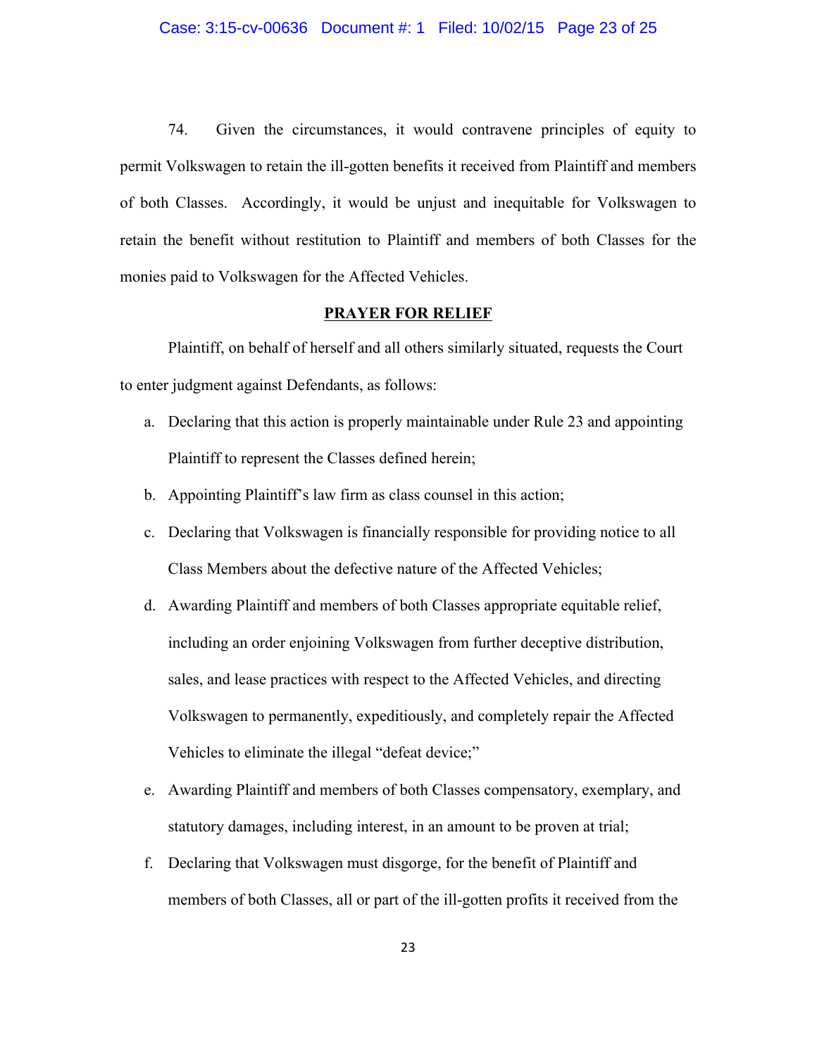74. Given the circumstances, it would contravene principles of equity to permit Volkswagen to retain the ill-gotten benefits it received from Plaintiff and members of both Classes. Accordingly, it would be unjust and inequitable for Volkswagen to retain the benefit without restitution to Plaintiff and members of both Classes for the monies paid to Volkswagen for the Affected Vehicles.

## PRAYER FOR RELIEF

Plaintiff, on behalf of herself and all others similarly situated, requests the Court to enter judgment against Defendants, as follows:

a. Declaring that this action is properly maintainable under Rule 23 and appointing Plaintiff to represent the Classes defined herein;

b. Appointing Plaintiff's law firm as class counsel in this action;

c. Declaring that Volkswagen is financially responsible for providing notice to all Class Members about the defective nature of the Affected Vehicles;

d. Awarding Plaintiff and members of both Classes appropriate equitable relief, including an order enjoining Volkswagen from further deceptive distribution, sales, and lease practices with respect to the Affected Vehicles, and directing Volkswagen to permanently, expeditiously, and completely repair the Affected Vehicles to eliminate the illegal "defeat device;"

e. Awarding Plaintiff and members of both Classes compensatory, exemplary, and statutory damages, including interest, in an amount to be proven at trial;

f. Declaring that Volkswagen must disgorge, for the benefit of Plaintiff and members of both Classes, all or part of the ill-gotten profits it received from the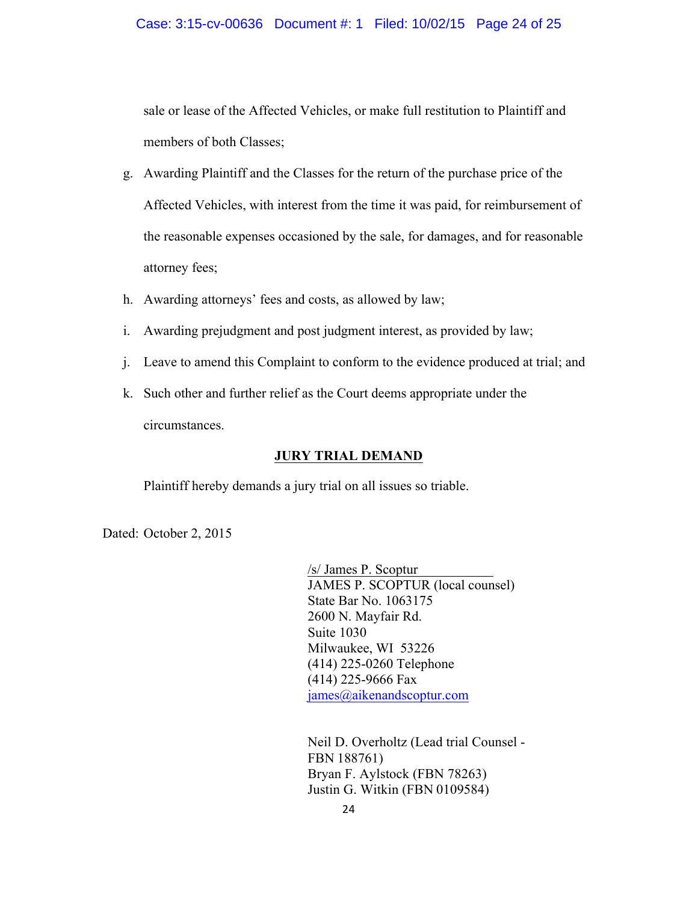sale or lease of the Affected Vehicles, or make full restitution to Plaintiff and members of both Classes;

g. Awarding Plaintiff and the Classes for the return of the purchase price of the Affected Vehicles, with interest from the time it was paid, for reimbursement of the reasonable expenses occasioned by the sale, for damages, and for reasonable attorney fees;

h. Awarding attorneys' fees and costs, as allowed by law;

i. Awarding prejudgment and post judgment interest, as provided by law;

j. Leave to amend this Complaint to conform to the evidence produced at trial; and

k. Such other and further relief as the Court deems appropriate under the circumstances.

**JURY TRIAL DEMAND**

Plaintiff hereby demands a jury trial on all issues so triable.

Dated: October 2, 2015

/s/ James P. Scoptur
JAMES P. SCOPTUR (local counsel)
State Bar No. 1063175
2600 N. Mayfair Rd.
Suite 1030
Milwaukee, WI 53226
(414) 225-0260 Telephone
(414) 225-9666 Fax
james@aikenandscoptur.com

Neil D. Overholtz (Lead trial Counsel - FBN 188761)
Bryan F. Aylstock (FBN 78263)
Justin G. Witkin (FBN 0109584)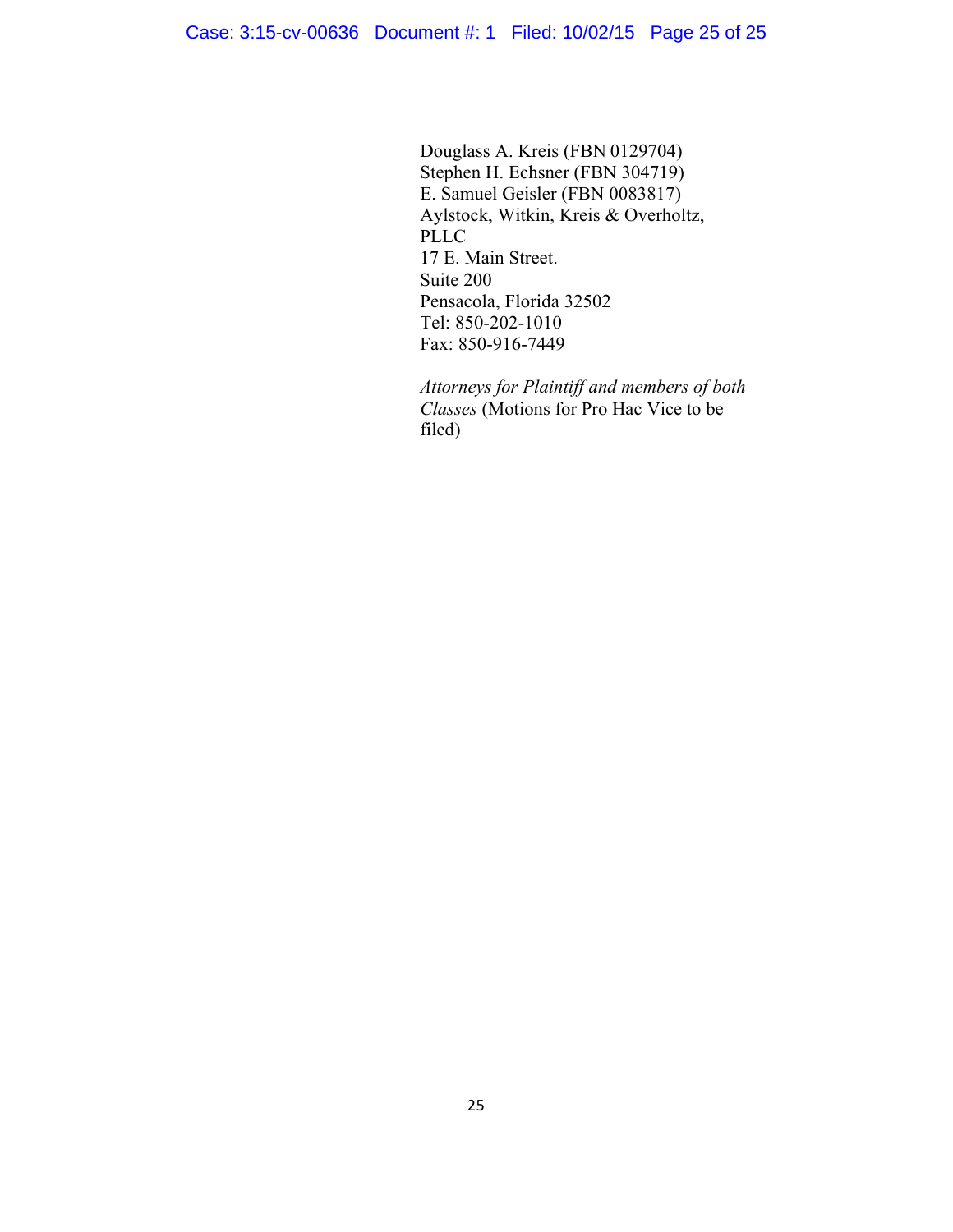Douglass A. Kreis (FBN 0129704)
Stephen H. Echsner (FBN 304719)
E. Samuel Geisler (FBN 0083817)
Aylstock, Witkin, Kreis & Overholtz,
PLLC
17 E. Main Street.
Suite 200
Pensacola, Florida 32502
Tel: 850-202-1010
Fax: 850-916-7449

*Attorneys for Plaintiff and members of both Classes* (Motions for Pro Hac Vice to be filed)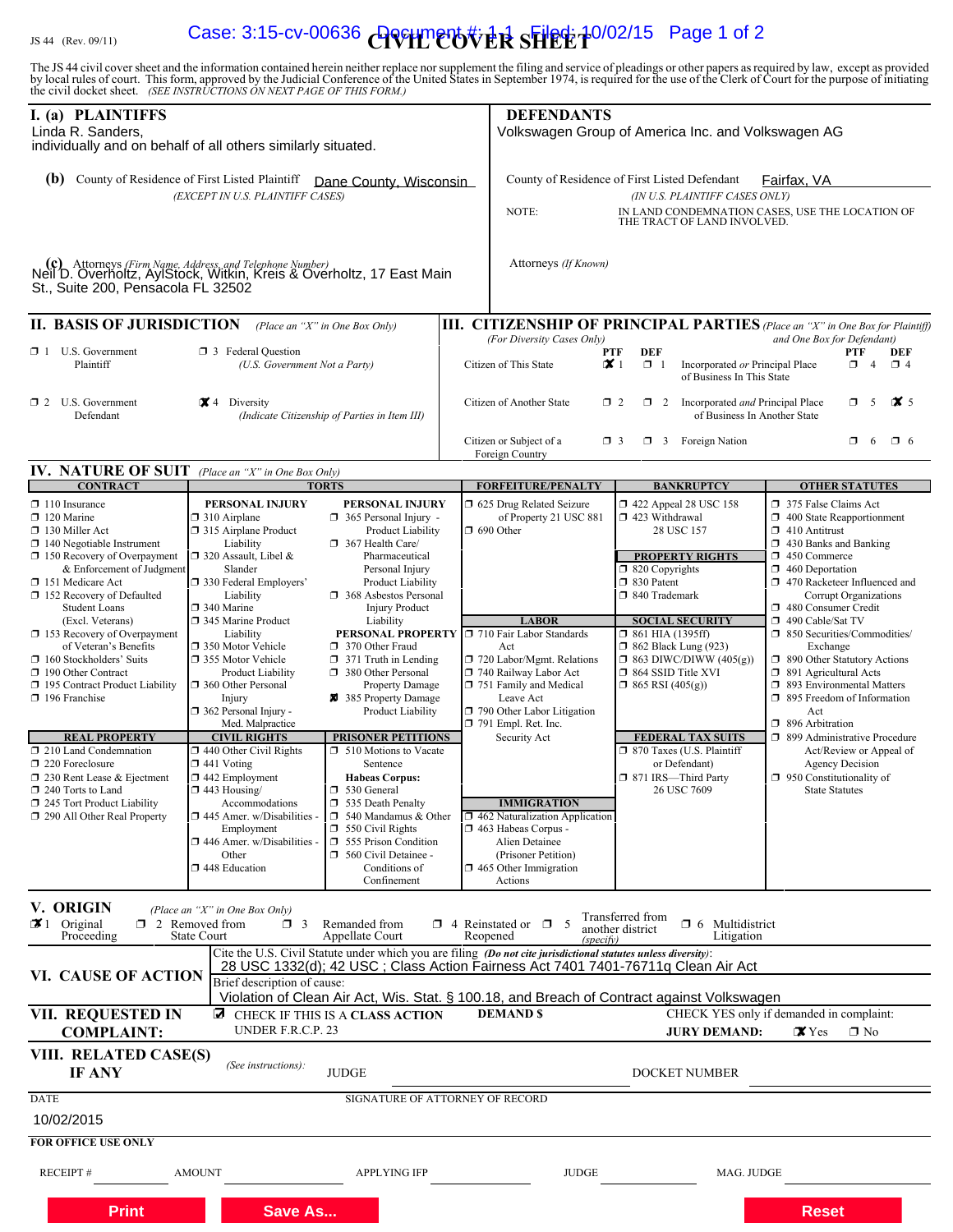JS 44 (Rev. 09/11)

Case: 3:15-cv-00636 Document #: 1-1 Filed: 10/02/15

# CIVIL COVER SHEET

The JS 44 civil cover sheet and the information contained herein neither replace nor supplement the filing and service of pleadings or other papers as required by law, except as provided by local rules of court. This form, approved by the Judicial Conference of the United States in September 1974, is required for the use of the Clerk of Court for the purpose of initiating the civil docket sheet. *(SEE INSTRUCTIONS ON NEXT PAGE OF THIS FORM.)*

## I. (a) PLAINTIFFS

Linda R. Sanders,
individually and on behalf of all others similarly situated.

**DEFENDANTS**

Volkswagen Group of America Inc. and Volkswagen AG

**(b)** County of Residence of First Listed Plaintiff: Dane County, Wisconsin
*(EXCEPT IN U.S. PLAINTIFF CASES)*

County of Residence of First Listed Defendant: Fairfax, VA
*(IN U.S. PLAINTIFF CASES ONLY)*

NOTE: IN LAND CONDEMNATION CASES, USE THE LOCATION OF THE TRACT OF LAND INVOLVED.

**(c)** Attorneys *(Firm Name, Address, and Telephone Number)*
Neil D. Overholtz, Aylstock, Witkin, Kreis & Overholtz, 17 East Main St., Suite 200, Pensacola FL 32502

Attorneys *(If Known)*

## II. BASIS OF JURISDICTION *(Place an "X" in One Box Only)*

- ☐ 1 U.S. Government Plaintiff
- ☐ 3 Federal Question (U.S. Government Not a Party)
- ☐ 2 U.S. Government Defendant
- ☒ 4 Diversity (Indicate Citizenship of Parties in Item III)

## III. CITIZENSHIP OF PRINCIPAL PARTIES *(Place an "X" in One Box for Plaintiff and One Box for Defendant)*
*(For Diversity Cases Only)*

| | PTF | DEF | | PTF | DEF |
|---|---|---|---|---|---|
| Citizen of This State | ☒ 1 | ☐ 1 | Incorporated *or* Principal Place of Business In This State | ☐ 4 | ☐ 4 |
| Citizen of Another State | ☐ 2 | ☐ 2 | Incorporated *and* Principal Place of Business In Another State | ☐ 5 | ☒ 5 |
| Citizen or Subject of a Foreign Country | ☐ 3 | ☐ 3 | Foreign Nation | ☐ 6 | ☐ 6 |

## IV. NATURE OF SUIT *(Place an "X" in One Box Only)*

**CONTRACT**
- ☐ 110 Insurance
- ☐ 120 Marine
- ☐ 130 Miller Act
- ☐ 140 Negotiable Instrument
- ☐ 150 Recovery of Overpayment & Enforcement of Judgment
- ☐ 151 Medicare Act
- ☐ 152 Recovery of Defaulted Student Loans (Excl. Veterans)
- ☐ 153 Recovery of Overpayment of Veteran's Benefits
- ☐ 160 Stockholders' Suits
- ☐ 190 Other Contract
- ☐ 195 Contract Product Liability
- ☐ 196 Franchise

**REAL PROPERTY**
- ☐ 210 Land Condemnation
- ☐ 220 Foreclosure
- ☐ 230 Rent Lease & Ejectment
- ☐ 240 Torts to Land
- ☐ 245 Tort Product Liability
- ☐ 290 All Other Real Property

**TORTS — PERSONAL INJURY**
- ☐ 310 Airplane
- ☐ 315 Airplane Product Liability
- ☐ 320 Assault, Libel & Slander
- ☐ 330 Federal Employers' Liability
- ☐ 340 Marine
- ☐ 345 Marine Product Liability
- ☐ 350 Motor Vehicle
- ☐ 355 Motor Vehicle Product Liability
- ☐ 360 Other Personal Injury
- ☐ 362 Personal Injury - Med. Malpractice

**TORTS — PERSONAL INJURY**
- ☐ 365 Personal Injury - Product Liability
- ☐ 367 Health Care/ Pharmaceutical Personal Injury Product Liability
- ☐ 368 Asbestos Personal Injury Product Liability

**PERSONAL PROPERTY**
- ☐ 370 Other Fraud
- ☐ 371 Truth in Lending
- ☐ 380 Other Personal Property Damage
- ☒ 385 Property Damage Product Liability

**CIVIL RIGHTS**
- ☐ 440 Other Civil Rights
- ☐ 441 Voting
- ☐ 442 Employment
- ☐ 443 Housing/ Accommodations
- ☐ 445 Amer. w/Disabilities - Employment
- ☐ 446 Amer. w/Disabilities - Other
- ☐ 448 Education

**PRISONER PETITIONS**
- ☐ 510 Motions to Vacate Sentence
- **Habeas Corpus:**
- ☐ 530 General
- ☐ 535 Death Penalty
- ☐ 540 Mandamus & Other
- ☐ 550 Civil Rights
- ☐ 555 Prison Condition
- ☐ 560 Civil Detainee - Conditions of Confinement

**FORFEITURE/PENALTY**
- ☐ 625 Drug Related Seizure of Property 21 USC 881
- ☐ 690 Other

**LABOR**
- ☐ 710 Fair Labor Standards Act
- ☐ 720 Labor/Mgmt. Relations
- ☐ 740 Railway Labor Act
- ☐ 751 Family and Medical Leave Act
- ☐ 790 Other Labor Litigation
- ☐ 791 Empl. Ret. Inc. Security Act

**IMMIGRATION**
- ☐ 462 Naturalization Application
- ☐ 463 Habeas Corpus - Alien Detainee (Prisoner Petition)
- ☐ 465 Other Immigration Actions

**BANKRUPTCY**
- ☐ 422 Appeal 28 USC 158
- ☐ 423 Withdrawal 28 USC 157

**PROPERTY RIGHTS**
- ☐ 820 Copyrights
- ☐ 830 Patent
- ☐ 840 Trademark

**SOCIAL SECURITY**
- ☐ 861 HIA (1395ff)
- ☐ 862 Black Lung (923)
- ☐ 863 DIWC/DIWW (405(g))
- ☐ 864 SSID Title XVI
- ☐ 865 RSI (405(g))

**FEDERAL TAX SUITS**
- ☐ 870 Taxes (U.S. Plaintiff or Defendant)
- ☐ 871 IRS—Third Party 26 USC 7609

**OTHER STATUTES**
- ☐ 375 False Claims Act
- ☐ 400 State Reapportionment
- ☐ 410 Antitrust
- ☐ 430 Banks and Banking
- ☐ 450 Commerce
- ☐ 460 Deportation
- ☐ 470 Racketeer Influenced and Corrupt Organizations
- ☐ 480 Consumer Credit
- ☐ 490 Cable/Sat TV
- ☐ 850 Securities/Commodities/ Exchange
- ☐ 890 Other Statutory Actions
- ☐ 891 Agricultural Acts
- ☐ 893 Environmental Matters
- ☐ 895 Freedom of Information Act
- ☐ 896 Arbitration
- ☐ 899 Administrative Procedure Act/Review or Appeal of Agency Decision
- ☐ 950 Constitutionality of State Statutes

## V. ORIGIN *(Place an "X" in One Box Only)*

☒ 1 Original Proceeding ☐ 2 Removed from State Court ☐ 3 Remanded from Appellate Court ☐ 4 Reinstated or Reopened ☐ 5 Transferred from another district *(specify)* ☐ 6 Multidistrict Litigation

## VI. CAUSE OF ACTION

Cite the U.S. Civil Statute under which you are filing *(Do not cite jurisdictional statutes unless diversity)*:
28 USC 1332(d); 42 USC ; Class Action Fairness Act 7401 7401-76711q Clean Air Act

Brief description of cause:
Violation of Clean Air Act, Wis. Stat. § 100.18, and Breach of Contract against Volkswagen

## VII. REQUESTED IN COMPLAINT:

☒ CHECK IF THIS IS A CLASS ACTION UNDER F.R.C.P. 23

DEMAND $

CHECK YES only if demanded in complaint:
JURY DEMAND: ☒ Yes ☐ No

## VIII. RELATED CASE(S) IF ANY

*(See instructions)*: JUDGE DOCKET NUMBER

DATE: 10/02/2015

SIGNATURE OF ATTORNEY OF RECORD

**FOR OFFICE USE ONLY**

RECEIPT # AMOUNT APPLYING IFP JUDGE MAG. JUDGE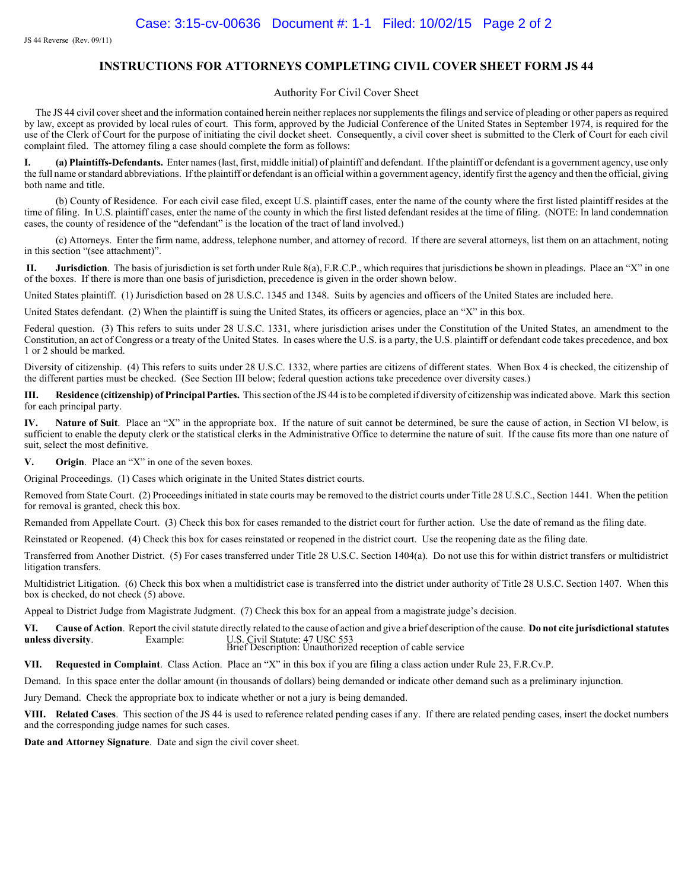JS 44 Reverse (Rev. 09/11)

# INSTRUCTIONS FOR ATTORNEYS COMPLETING CIVIL COVER SHEET FORM JS 44

## Authority For Civil Cover Sheet

The JS 44 civil cover sheet and the information contained herein neither replaces nor supplements the filings and service of pleading or other papers as required by law, except as provided by local rules of court. This form, approved by the Judicial Conference of the United States in September 1974, is required for the use of the Clerk of Court for the purpose of initiating the civil docket sheet. Consequently, a civil cover sheet is submitted to the Clerk of Court for each civil complaint filed. The attorney filing a case should complete the form as follows:

**I. (a) Plaintiffs-Defendants.** Enter names (last, first, middle initial) of plaintiff and defendant. If the plaintiff or defendant is a government agency, use only the full name or standard abbreviations. If the plaintiff or defendant is an official within a government agency, identify first the agency and then the official, giving both name and title.

(b) County of Residence. For each civil case filed, except U.S. plaintiff cases, enter the name of the county where the first listed plaintiff resides at the time of filing. In U.S. plaintiff cases, enter the name of the county in which the first listed defendant resides at the time of filing. (NOTE: In land condemnation cases, the county of residence of the "defendant" is the location of the tract of land involved.)

(c) Attorneys. Enter the firm name, address, telephone number, and attorney of record. If there are several attorneys, list them on an attachment, noting in this section "(see attachment)".

**II. Jurisdiction**. The basis of jurisdiction is set forth under Rule 8(a), F.R.C.P., which requires that jurisdictions be shown in pleadings. Place an "X" in one of the boxes. If there is more than one basis of jurisdiction, precedence is given in the order shown below.

United States plaintiff. (1) Jurisdiction based on 28 U.S.C. 1345 and 1348. Suits by agencies and officers of the United States are included here.

United States defendant. (2) When the plaintiff is suing the United States, its officers or agencies, place an "X" in this box.

Federal question. (3) This refers to suits under 28 U.S.C. 1331, where jurisdiction arises under the Constitution of the United States, an amendment to the Constitution, an act of Congress or a treaty of the United States. In cases where the U.S. is a party, the U.S. plaintiff or defendant code takes precedence, and box 1 or 2 should be marked.

Diversity of citizenship. (4) This refers to suits under 28 U.S.C. 1332, where parties are citizens of different states. When Box 4 is checked, the citizenship of the different parties must be checked. (See Section III below; federal question actions take precedence over diversity cases.)

**III. Residence (citizenship) of Principal Parties.** This section of the JS 44 is to be completed if diversity of citizenship was indicated above. Mark this section for each principal party.

**IV. Nature of Suit**. Place an "X" in the appropriate box. If the nature of suit cannot be determined, be sure the cause of action, in Section VI below, is sufficient to enable the deputy clerk or the statistical clerks in the Administrative Office to determine the nature of suit. If the cause fits more than one nature of suit, select the most definitive.

**V. Origin**. Place an "X" in one of the seven boxes.

Original Proceedings. (1) Cases which originate in the United States district courts.

Removed from State Court. (2) Proceedings initiated in state courts may be removed to the district courts under Title 28 U.S.C., Section 1441. When the petition for removal is granted, check this box.

Remanded from Appellate Court. (3) Check this box for cases remanded to the district court for further action. Use the date of remand as the filing date.

Reinstated or Reopened. (4) Check this box for cases reinstated or reopened in the district court. Use the reopening date as the filing date.

Transferred from Another District. (5) For cases transferred under Title 28 U.S.C. Section 1404(a). Do not use this for within district transfers or multidistrict litigation transfers.

Multidistrict Litigation. (6) Check this box when a multidistrict case is transferred into the district under authority of Title 28 U.S.C. Section 1407. When this box is checked, do not check (5) above.

Appeal to District Judge from Magistrate Judgment. (7) Check this box for an appeal from a magistrate judge's decision.

**VI. Cause of Action**. Report the civil statute directly related to the cause of action and give a brief description of the cause. **Do not cite jurisdictional statutes unless diversity**. Example: U.S. Civil Statute: 47 USC 553
Brief Description: Unauthorized reception of cable service

**VII. Requested in Complaint**. Class Action. Place an "X" in this box if you are filing a class action under Rule 23, F.R.Cv.P.

Demand. In this space enter the dollar amount (in thousands of dollars) being demanded or indicate other demand such as a preliminary injunction.

Jury Demand. Check the appropriate box to indicate whether or not a jury is being demanded.

**VIII. Related Cases**. This section of the JS 44 is used to reference related pending cases if any. If there are related pending cases, insert the docket numbers and the corresponding judge names for such cases.

**Date and Attorney Signature**. Date and sign the civil cover sheet.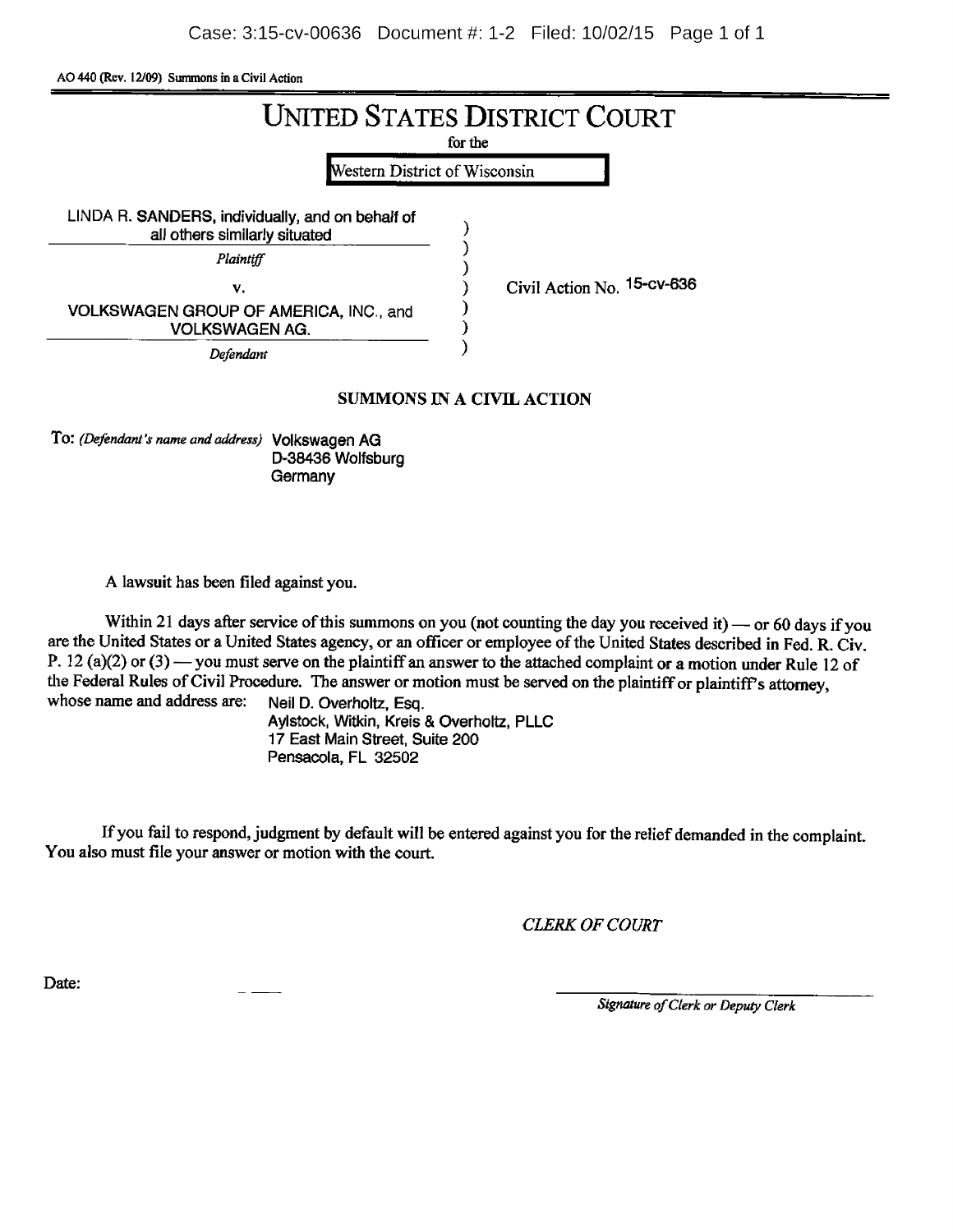AO 440 (Rev. 12/09) Summons in a Civil Action

# UNITED STATES DISTRICT COURT

for the

Western District of Wisconsin

| | | |
|---|---|---|
| LINDA R. SANDERS, individually, and on behalf of all others similarly situated | ) | |
| *Plaintiff* | ) | |
| v. | ) | Civil Action No. 15-cv-636 |
| VOLKSWAGEN GROUP OF AMERICA, INC., and VOLKSWAGEN AG. | ) | |
| *Defendant* | ) | |

## SUMMONS IN A CIVIL ACTION

To: *(Defendant's name and address)* Volkswagen AG
D-38436 Wolfsburg
Germany

A lawsuit has been filed against you.

Within 21 days after service of this summons on you (not counting the day you received it) — or 60 days if you are the United States or a United States agency, or an officer or employee of the United States described in Fed. R. Civ. P. 12 (a)(2) or (3) — you must serve on the plaintiff an answer to the attached complaint or a motion under Rule 12 of the Federal Rules of Civil Procedure. The answer or motion must be served on the plaintiff or plaintiff's attorney, whose name and address are:

Neil D. Overholtz, Esq.
Aylstock, Witkin, Kreis & Overholtz, PLLC
17 East Main Street, Suite 200
Pensacola, FL 32502

If you fail to respond, judgment by default will be entered against you for the relief demanded in the complaint. You also must file your answer or motion with the court.

*CLERK OF COURT*

Date:

*Signature of Clerk or Deputy Clerk*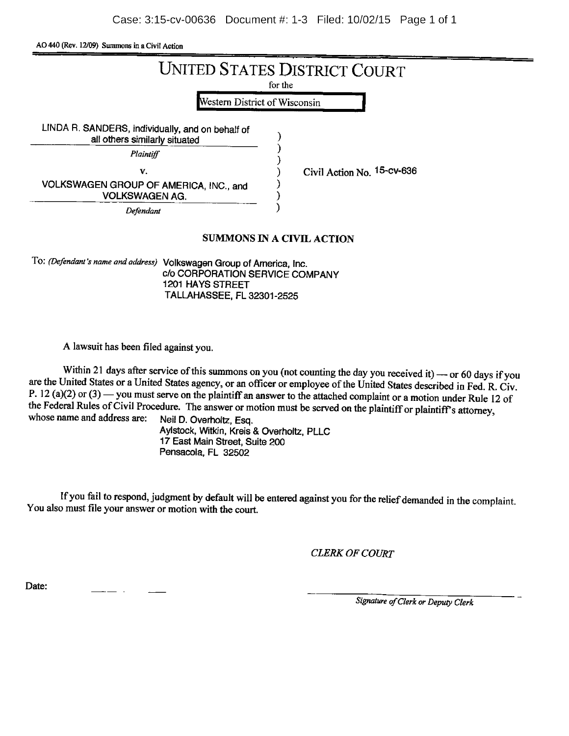AO 440 (Rev. 12/09) Summons in a Civil Action

# UNITED STATES DISTRICT COURT

for the

Western District of Wisconsin

LINDA R. SANDERS, individually, and on behalf of all others similarly situated

*Plaintiff*

v.

VOLKSWAGEN GROUP OF AMERICA, INC., and VOLKSWAGEN AG.

*Defendant*

Civil Action No. 15-cv-636

## SUMMONS IN A CIVIL ACTION

To: *(Defendant's name and address)* Volkswagen Group of America, Inc.
c/o CORPORATION SERVICE COMPANY
1201 HAYS STREET
TALLAHASSEE, FL 32301-2525

A lawsuit has been filed against you.

Within 21 days after service of this summons on you (not counting the day you received it) — or 60 days if you are the United States or a United States agency, or an officer or employee of the United States described in Fed. R. Civ. P. 12 (a)(2) or (3) — you must serve on the plaintiff an answer to the attached complaint or a motion under Rule 12 of the Federal Rules of Civil Procedure. The answer or motion must be served on the plaintiff or plaintiff's attorney, whose name and address are: Neil D. Overholtz, Esq.
Aylstock, Witkin, Kreis & Overholtz, PLLC
17 East Main Street, Suite 200
Pensacola, FL 32502

If you fail to respond, judgment by default will be entered against you for the relief demanded in the complaint. You also must file your answer or motion with the court.

*CLERK OF COURT*

Date:

*Signature of Clerk or Deputy Clerk*